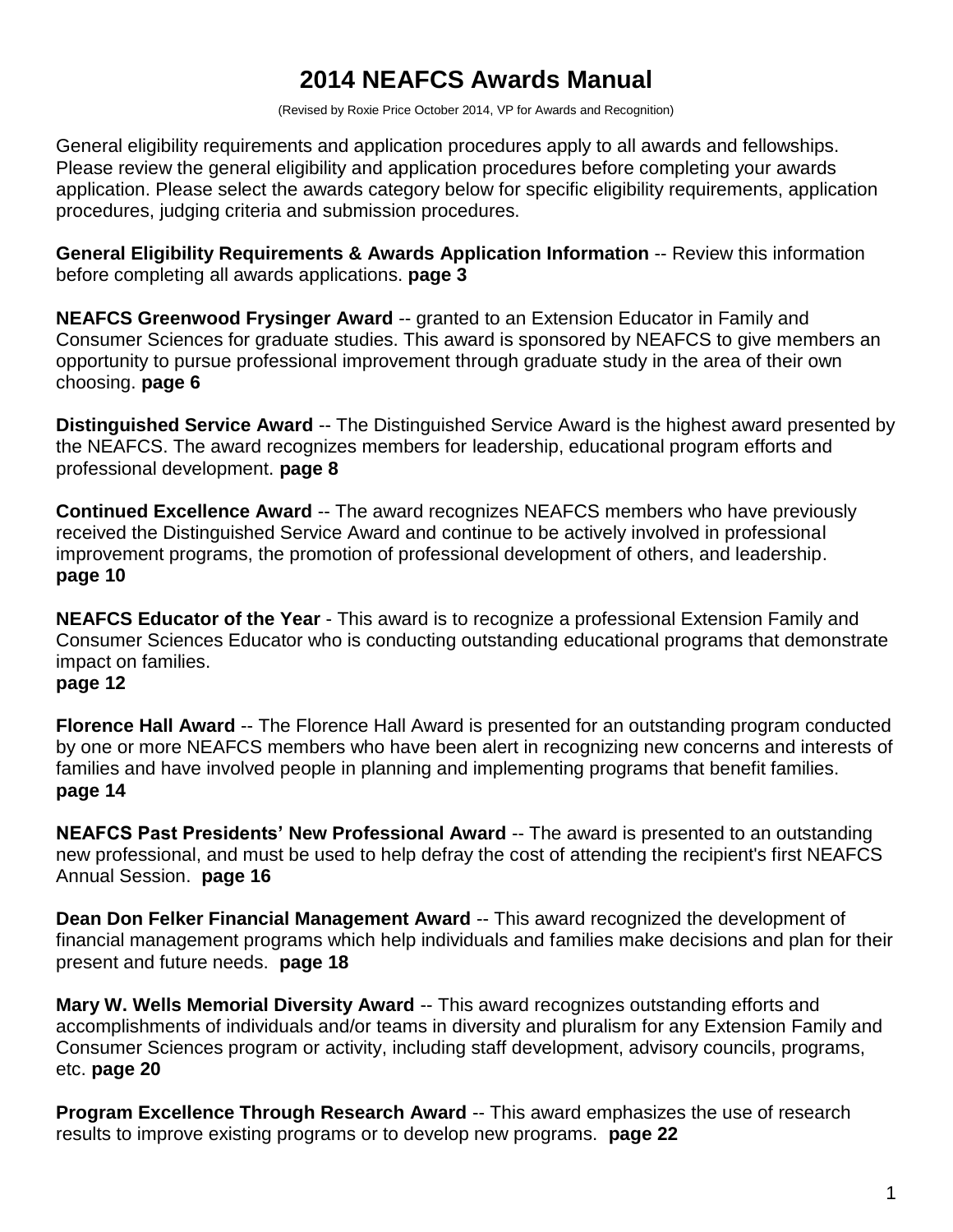# 2014 NEAFCS Awards Manual

(Revised by Roxie Price October 2014, VP for Awards and Recognition)

General eligibility requirements and application procedures apply to all awards and fellowships. Please review the general eligibility and application procedures before completing your awards application. Please select the awards category below for specific eligibility requirements, application procedures, judging criteria and submission procedures.

**General Eligibility Requirements & Awards Application Information** -- Review this information before completing all awards applications. **page 3**

**NEAFCS Greenwood Frysinger Award** -- granted to an Extension Educator in Family and Consumer Sciences for graduate studies. This award is sponsored by NEAFCS to give members an opportunity to pursue professional improvement through graduate study in the area of their own choosing. **page 6**

**Distinguished Service Award** -- The Distinguished Service Award is the highest award presented by the NEAFCS. The award recognizes members for leadership, educational program efforts and professional development. **page 8**

**Continued Excellence Award** -- The award recognizes NEAFCS members who have previously received the Distinguished Service Award and continue to be actively involved in professional improvement programs, the promotion of professional development of others, and leadership. **page 10**

**NEAFCS Educator of the Year** - This award is to recognize a professional Extension Family and Consumer Sciences Educator who is conducting outstanding educational programs that demonstrate impact on families.
**page 12**

**Florence Hall Award** -- The Florence Hall Award is presented for an outstanding program conducted by one or more NEAFCS members who have been alert in recognizing new concerns and interests of families and have involved people in planning and implementing programs that benefit families. **page 14**

**NEAFCS Past Presidents' New Professional Award** -- The award is presented to an outstanding new professional, and must be used to help defray the cost of attending the recipient's first NEAFCS Annual Session. **page 16**

**Dean Don Felker Financial Management Award** -- This award recognized the development of financial management programs which help individuals and families make decisions and plan for their present and future needs. **page 18**

**Mary W. Wells Memorial Diversity Award** -- This award recognizes outstanding efforts and accomplishments of individuals and/or teams in diversity and pluralism for any Extension Family and Consumer Sciences program or activity, including staff development, advisory councils, programs, etc. **page 20**

**Program Excellence Through Research Award** -- This award emphasizes the use of research results to improve existing programs or to develop new programs. **page 22**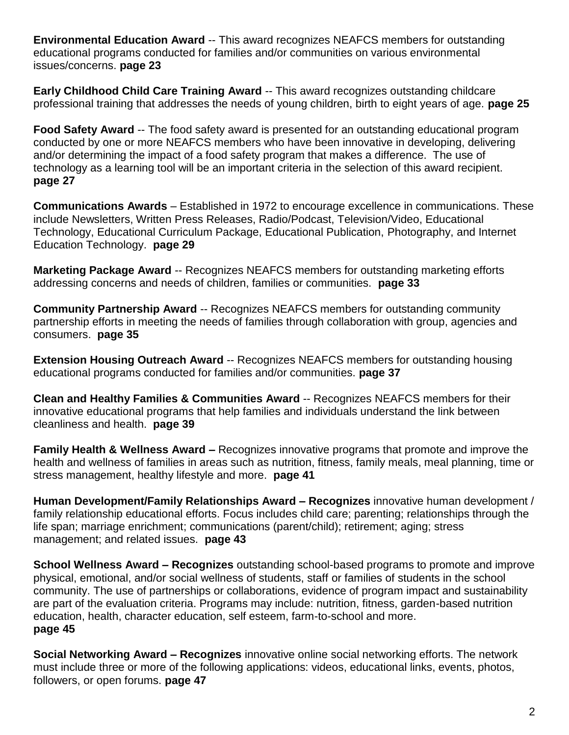**Environmental Education Award** -- This award recognizes NEAFCS members for outstanding educational programs conducted for families and/or communities on various environmental issues/concerns. **page 23**

**Early Childhood Child Care Training Award** -- This award recognizes outstanding childcare professional training that addresses the needs of young children, birth to eight years of age. **page 25**

**Food Safety Award** -- The food safety award is presented for an outstanding educational program conducted by one or more NEAFCS members who have been innovative in developing, delivering and/or determining the impact of a food safety program that makes a difference. The use of technology as a learning tool will be an important criteria in the selection of this award recipient. **page 27**

**Communications Awards** – Established in 1972 to encourage excellence in communications. These include Newsletters, Written Press Releases, Radio/Podcast, Television/Video, Educational Technology, Educational Curriculum Package, Educational Publication, Photography, and Internet Education Technology. **page 29**

**Marketing Package Award** -- Recognizes NEAFCS members for outstanding marketing efforts addressing concerns and needs of children, families or communities. **page 33**

**Community Partnership Award** -- Recognizes NEAFCS members for outstanding community partnership efforts in meeting the needs of families through collaboration with group, agencies and consumers. **page 35**

**Extension Housing Outreach Award** -- Recognizes NEAFCS members for outstanding housing educational programs conducted for families and/or communities. **page 37**

**Clean and Healthy Families & Communities Award** -- Recognizes NEAFCS members for their innovative educational programs that help families and individuals understand the link between cleanliness and health. **page 39**

**Family Health & Wellness Award –** Recognizes innovative programs that promote and improve the health and wellness of families in areas such as nutrition, fitness, family meals, meal planning, time or stress management, healthy lifestyle and more. **page 41**

**Human Development/Family Relationships Award – Recognizes** innovative human development / family relationship educational efforts. Focus includes child care; parenting; relationships through the life span; marriage enrichment; communications (parent/child); retirement; aging; stress management; and related issues. **page 43**

**School Wellness Award – Recognizes** outstanding school-based programs to promote and improve physical, emotional, and/or social wellness of students, staff or families of students in the school community. The use of partnerships or collaborations, evidence of program impact and sustainability are part of the evaluation criteria. Programs may include: nutrition, fitness, garden-based nutrition education, health, character education, self esteem, farm-to-school and more. **page 45**

**Social Networking Award – Recognizes** innovative online social networking efforts. The network must include three or more of the following applications: videos, educational links, events, photos, followers, or open forums. **page 47**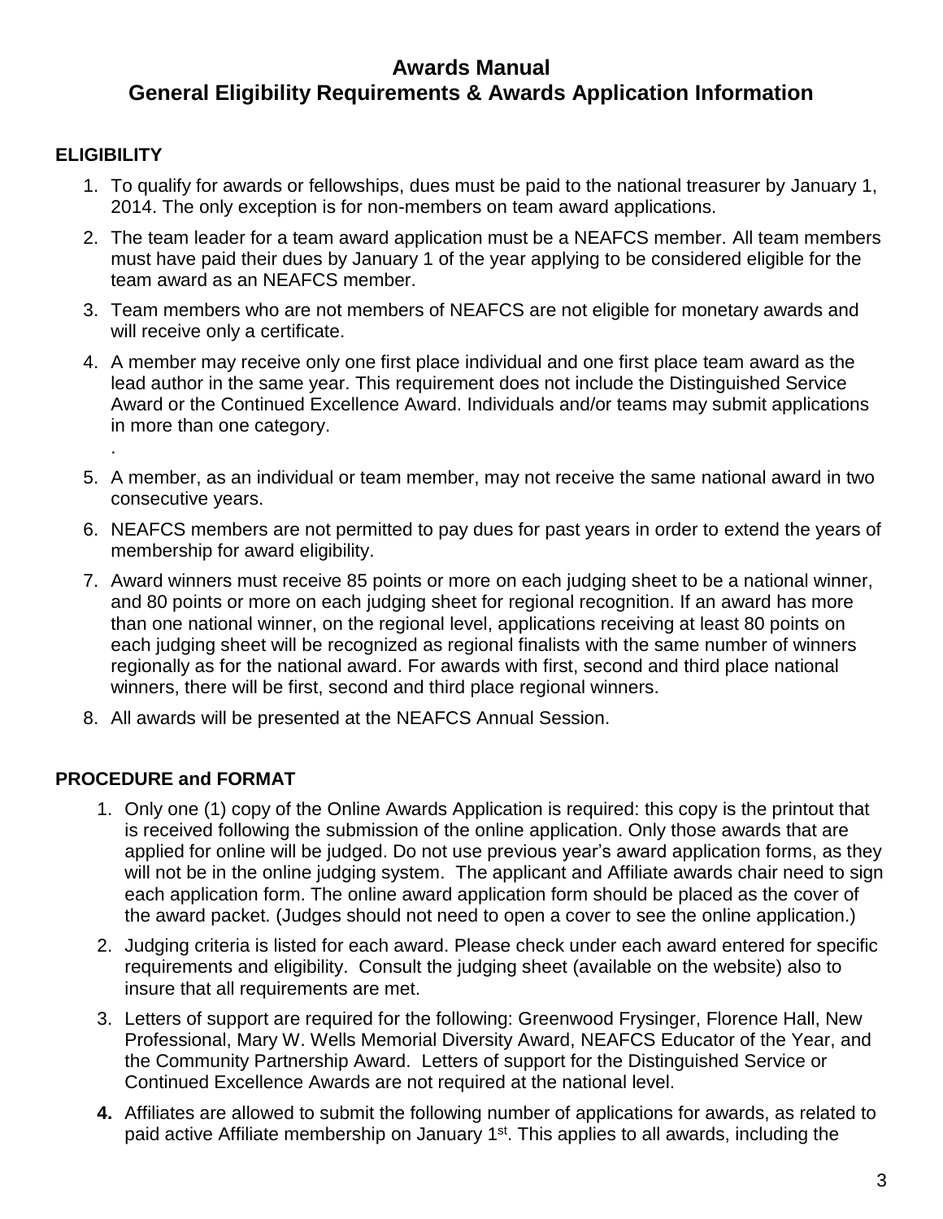# Awards Manual
## General Eligibility Requirements & Awards Application Information

### ELIGIBILITY

1. To qualify for awards or fellowships, dues must be paid to the national treasurer by January 1, 2014. The only exception is for non-members on team award applications.
2. The team leader for a team award application must be a NEAFCS member. All team members must have paid their dues by January 1 of the year applying to be considered eligible for the team award as an NEAFCS member.
3. Team members who are not members of NEAFCS are not eligible for monetary awards and will receive only a certificate.
4. A member may receive only one first place individual and one first place team award as the lead author in the same year. This requirement does not include the Distinguished Service Award or the Continued Excellence Award. Individuals and/or teams may submit applications in more than one category.
   .
5. A member, as an individual or team member, may not receive the same national award in two consecutive years.
6. NEAFCS members are not permitted to pay dues for past years in order to extend the years of membership for award eligibility.
7. Award winners must receive 85 points or more on each judging sheet to be a national winner, and 80 points or more on each judging sheet for regional recognition. If an award has more than one national winner, on the regional level, applications receiving at least 80 points on each judging sheet will be recognized as regional finalists with the same number of winners regionally as for the national award. For awards with first, second and third place national winners, there will be first, second and third place regional winners.
8. All awards will be presented at the NEAFCS Annual Session.

### PROCEDURE and FORMAT

1. Only one (1) copy of the Online Awards Application is required: this copy is the printout that is received following the submission of the online application. Only those awards that are applied for online will be judged. Do not use previous year's award application forms, as they will not be in the online judging system. The applicant and Affiliate awards chair need to sign each application form. The online award application form should be placed as the cover of the award packet. (Judges should not need to open a cover to see the online application.)
2. Judging criteria is listed for each award. Please check under each award entered for specific requirements and eligibility. Consult the judging sheet (available on the website) also to insure that all requirements are met.
3. Letters of support are required for the following: Greenwood Frysinger, Florence Hall, New Professional, Mary W. Wells Memorial Diversity Award, NEAFCS Educator of the Year, and the Community Partnership Award. Letters of support for the Distinguished Service or Continued Excellence Awards are not required at the national level.
4. Affiliates are allowed to submit the following number of applications for awards, as related to paid active Affiliate membership on January 1st. This applies to all awards, including the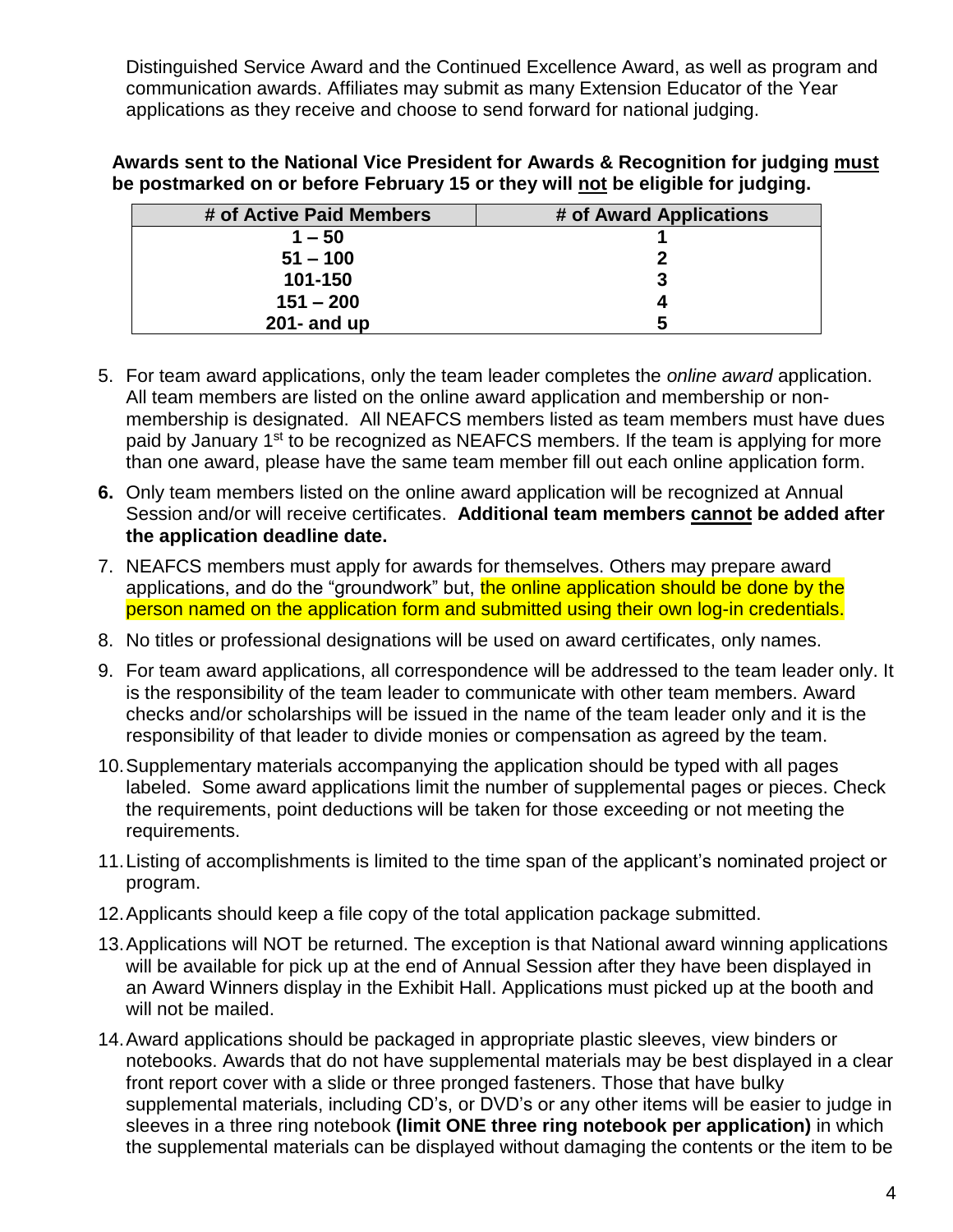Distinguished Service Award and the Continued Excellence Award, as well as program and communication awards. Affiliates may submit as many Extension Educator of the Year applications as they receive and choose to send forward for national judging.

**Awards sent to the National Vice President for Awards & Recognition for judging must be postmarked on or before February 15 or they will not be eligible for judging.**

| # of Active Paid Members | # of Award Applications |
|---|---|
| 1 – 50 | 1 |
| 51 – 100 | 2 |
| 101-150 | 3 |
| 151 – 200 | 4 |
| 201- and up | 5 |

5. For team award applications, only the team leader completes the *online award* application. All team members are listed on the online award application and membership or non-membership is designated. All NEAFCS members listed as team members must have dues paid by January 1st to be recognized as NEAFCS members. If the team is applying for more than one award, please have the same team member fill out each online application form.
6. Only team members listed on the online award application will be recognized at Annual Session and/or will receive certificates. **Additional team members cannot be added after the application deadline date.**
7. NEAFCS members must apply for awards for themselves. Others may prepare award applications, and do the "groundwork" but, the online application should be done by the person named on the application form and submitted using their own log-in credentials.
8. No titles or professional designations will be used on award certificates, only names.
9. For team award applications, all correspondence will be addressed to the team leader only. It is the responsibility of the team leader to communicate with other team members. Award checks and/or scholarships will be issued in the name of the team leader only and it is the responsibility of that leader to divide monies or compensation as agreed by the team.
10. Supplementary materials accompanying the application should be typed with all pages labeled. Some award applications limit the number of supplemental pages or pieces. Check the requirements, point deductions will be taken for those exceeding or not meeting the requirements.
11. Listing of accomplishments is limited to the time span of the applicant's nominated project or program.
12. Applicants should keep a file copy of the total application package submitted.
13. Applications will NOT be returned. The exception is that National award winning applications will be available for pick up at the end of Annual Session after they have been displayed in an Award Winners display in the Exhibit Hall. Applications must picked up at the booth and will not be mailed.
14. Award applications should be packaged in appropriate plastic sleeves, view binders or notebooks. Awards that do not have supplemental materials may be best displayed in a clear front report cover with a slide or three pronged fasteners. Those that have bulky supplemental materials, including CD's, or DVD's or any other items will be easier to judge in sleeves in a three ring notebook **(limit ONE three ring notebook per application)** in which the supplemental materials can be displayed without damaging the contents or the item to be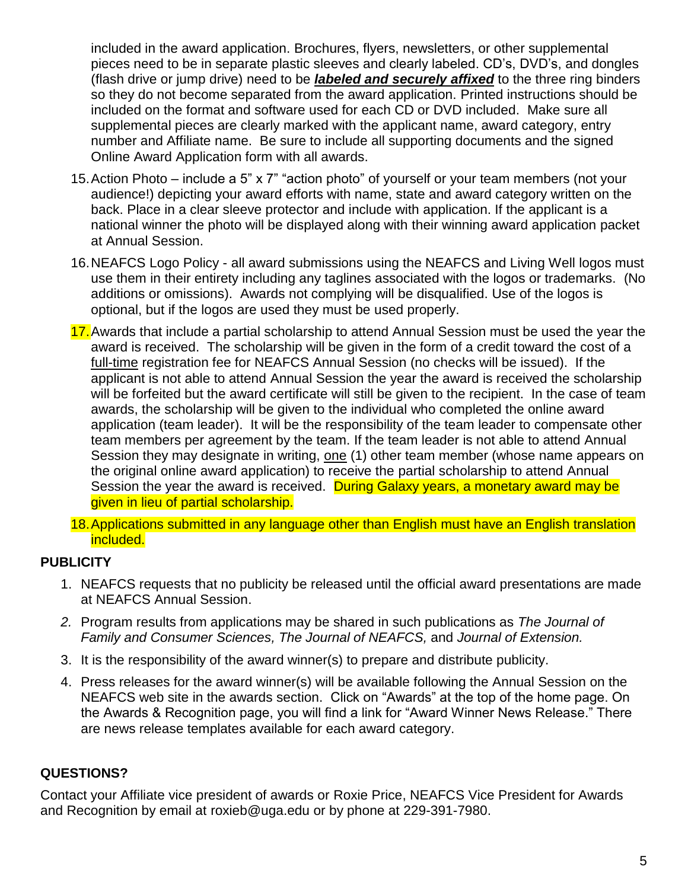included in the award application. Brochures, flyers, newsletters, or other supplemental pieces need to be in separate plastic sleeves and clearly labeled. CD's, DVD's, and dongles (flash drive or jump drive) need to be ***labeled and securely affixed*** to the three ring binders so they do not become separated from the award application. Printed instructions should be included on the format and software used for each CD or DVD included. Make sure all supplemental pieces are clearly marked with the applicant name, award category, entry number and Affiliate name. Be sure to include all supporting documents and the signed Online Award Application form with all awards.

15. Action Photo – include a 5" x 7" "action photo" of yourself or your team members (not your audience!) depicting your award efforts with name, state and award category written on the back. Place in a clear sleeve protector and include with application. If the applicant is a national winner the photo will be displayed along with their winning award application packet at Annual Session.
16. NEAFCS Logo Policy - all award submissions using the NEAFCS and Living Well logos must use them in their entirety including any taglines associated with the logos or trademarks. (No additions or omissions). Awards not complying will be disqualified. Use of the logos is optional, but if the logos are used they must be used properly.
17. Awards that include a partial scholarship to attend Annual Session must be used the year the award is received. The scholarship will be given in the form of a credit toward the cost of a full-time registration fee for NEAFCS Annual Session (no checks will be issued). If the applicant is not able to attend Annual Session the year the award is received the scholarship will be forfeited but the award certificate will still be given to the recipient. In the case of team awards, the scholarship will be given to the individual who completed the online award application (team leader). It will be the responsibility of the team leader to compensate other team members per agreement by the team. If the team leader is not able to attend Annual Session they may designate in writing, one (1) other team member (whose name appears on the original online award application) to receive the partial scholarship to attend Annual Session the year the award is received. During Galaxy years, a monetary award may be given in lieu of partial scholarship.
18. Applications submitted in any language other than English must have an English translation included.

**PUBLICITY**

1. NEAFCS requests that no publicity be released until the official award presentations are made at NEAFCS Annual Session.
2. Program results from applications may be shared in such publications as *The Journal of Family and Consumer Sciences, The Journal of NEAFCS,* and *Journal of Extension.*
3. It is the responsibility of the award winner(s) to prepare and distribute publicity.
4. Press releases for the award winner(s) will be available following the Annual Session on the NEAFCS web site in the awards section. Click on "Awards" at the top of the home page. On the Awards & Recognition page, you will find a link for "Award Winner News Release." There are news release templates available for each award category.

**QUESTIONS?**

Contact your Affiliate vice president of awards or Roxie Price, NEAFCS Vice President for Awards and Recognition by email at roxieb@uga.edu or by phone at 229-391-7980.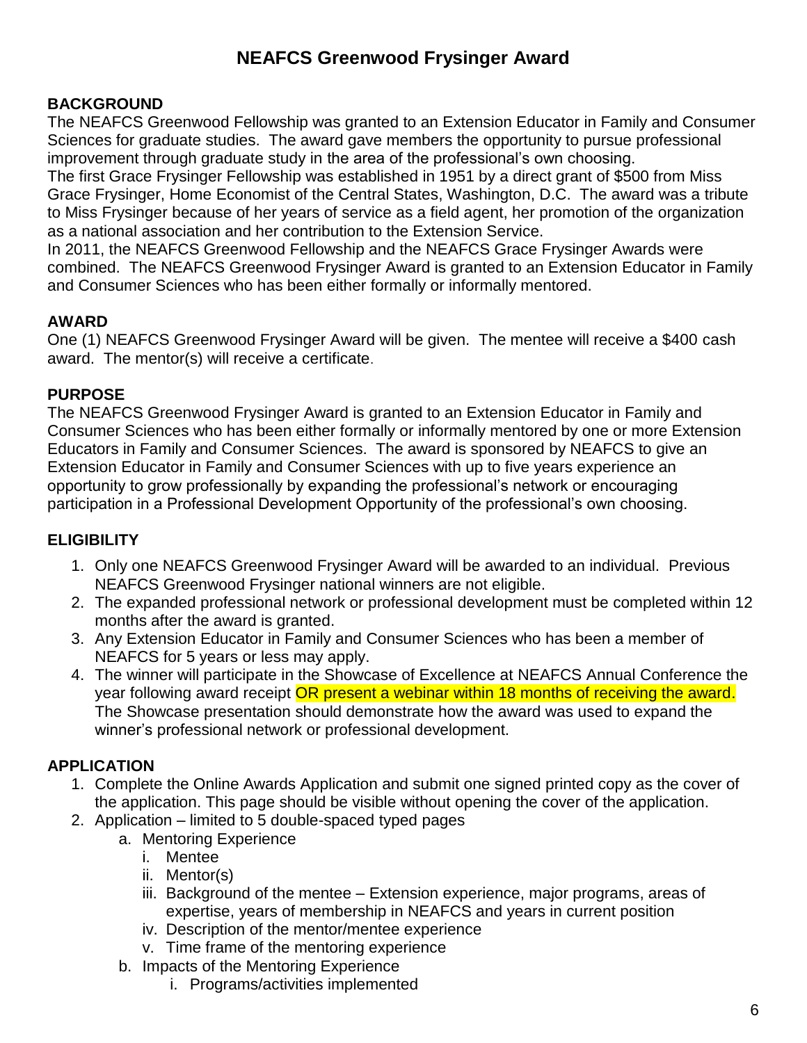# NEAFCS Greenwood Frysinger Award

## BACKGROUND

The NEAFCS Greenwood Fellowship was granted to an Extension Educator in Family and Consumer Sciences for graduate studies. The award gave members the opportunity to pursue professional improvement through graduate study in the area of the professional's own choosing.

The first Grace Frysinger Fellowship was established in 1951 by a direct grant of $500 from Miss Grace Frysinger, Home Economist of the Central States, Washington, D.C. The award was a tribute to Miss Frysinger because of her years of service as a field agent, her promotion of the organization as a national association and her contribution to the Extension Service.

In 2011, the NEAFCS Greenwood Fellowship and the NEAFCS Grace Frysinger Awards were combined. The NEAFCS Greenwood Frysinger Award is granted to an Extension Educator in Family and Consumer Sciences who has been either formally or informally mentored.

## AWARD

One (1) NEAFCS Greenwood Frysinger Award will be given. The mentee will receive a $400 cash award. The mentor(s) will receive a certificate.

## PURPOSE

The NEAFCS Greenwood Frysinger Award is granted to an Extension Educator in Family and Consumer Sciences who has been either formally or informally mentored by one or more Extension Educators in Family and Consumer Sciences. The award is sponsored by NEAFCS to give an Extension Educator in Family and Consumer Sciences with up to five years experience an opportunity to grow professionally by expanding the professional's network or encouraging participation in a Professional Development Opportunity of the professional's own choosing.

## ELIGIBILITY

1. Only one NEAFCS Greenwood Frysinger Award will be awarded to an individual. Previous NEAFCS Greenwood Frysinger national winners are not eligible.
2. The expanded professional network or professional development must be completed within 12 months after the award is granted.
3. Any Extension Educator in Family and Consumer Sciences who has been a member of NEAFCS for 5 years or less may apply.
4. The winner will participate in the Showcase of Excellence at NEAFCS Annual Conference the year following award receipt OR present a webinar within 18 months of receiving the award. The Showcase presentation should demonstrate how the award was used to expand the winner's professional network or professional development.

## APPLICATION

1. Complete the Online Awards Application and submit one signed printed copy as the cover of the application. This page should be visible without opening the cover of the application.
2. Application – limited to 5 double-spaced typed pages
   a. Mentoring Experience
      i. Mentee
      ii. Mentor(s)
      iii. Background of the mentee – Extension experience, major programs, areas of expertise, years of membership in NEAFCS and years in current position
      iv. Description of the mentor/mentee experience
      v. Time frame of the mentoring experience
   b. Impacts of the Mentoring Experience
      i. Programs/activities implemented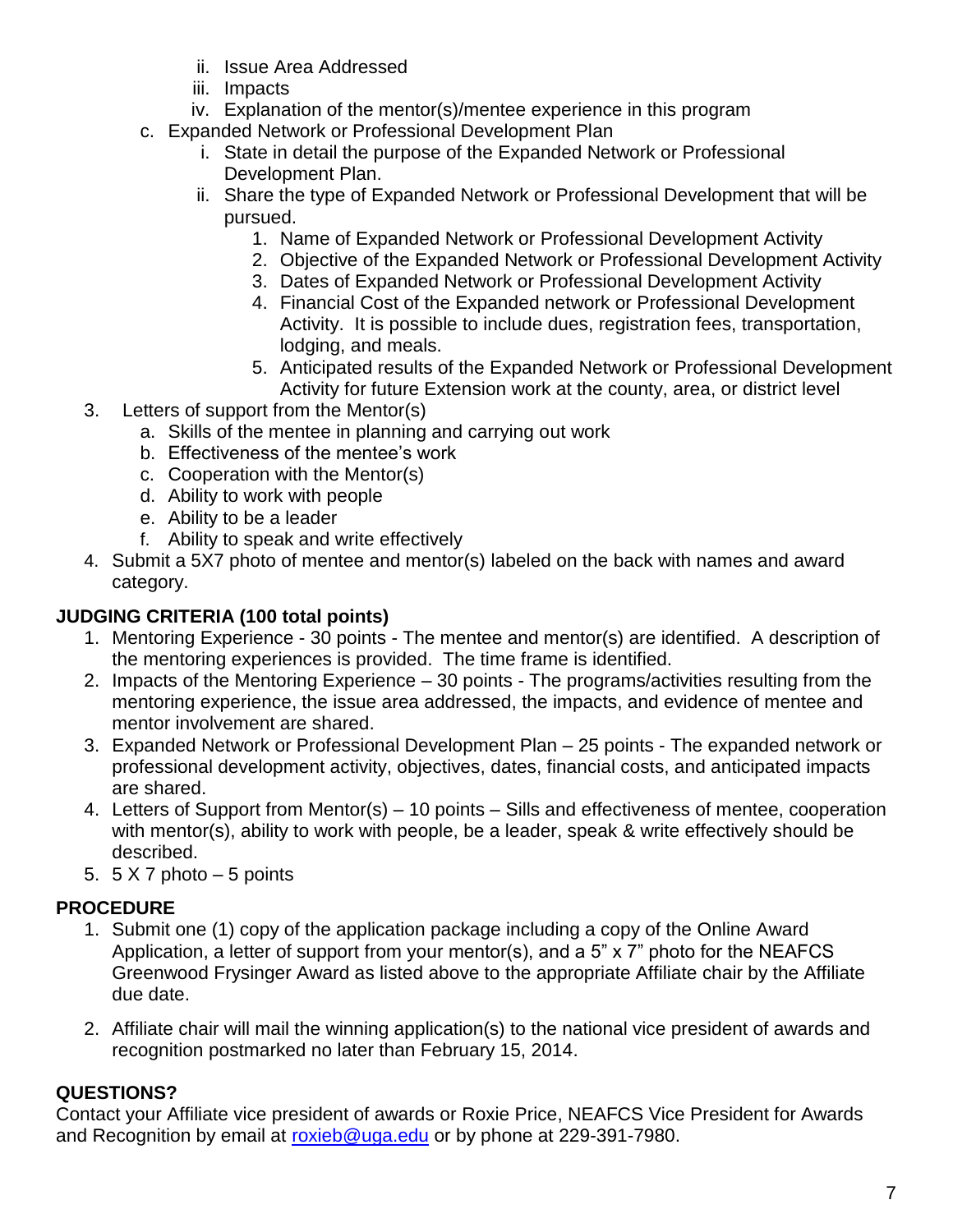- ii. Issue Area Addressed
   - iii. Impacts
   - iv. Explanation of the mentor(s)/mentee experience in this program
  - c. Expanded Network or Professional Development Plan
    - i. State in detail the purpose of the Expanded Network or Professional Development Plan.
    - ii. Share the type of Expanded Network or Professional Development that will be pursued.
      1. Name of Expanded Network or Professional Development Activity
      2. Objective of the Expanded Network or Professional Development Activity
      3. Dates of Expanded Network or Professional Development Activity
      4. Financial Cost of the Expanded network or Professional Development Activity. It is possible to include dues, registration fees, transportation, lodging, and meals.
      5. Anticipated results of the Expanded Network or Professional Development Activity for future Extension work at the county, area, or district level

3. Letters of support from the Mentor(s)
   - a. Skills of the mentee in planning and carrying out work
   - b. Effectiveness of the mentee's work
   - c. Cooperation with the Mentor(s)
   - d. Ability to work with people
   - e. Ability to be a leader
   - f. Ability to speak and write effectively
4. Submit a 5X7 photo of mentee and mentor(s) labeled on the back with names and award category.

## JUDGING CRITERIA (100 total points)

1. Mentoring Experience - 30 points - The mentee and mentor(s) are identified. A description of the mentoring experiences is provided. The time frame is identified.
2. Impacts of the Mentoring Experience – 30 points - The programs/activities resulting from the mentoring experience, the issue area addressed, the impacts, and evidence of mentee and mentor involvement are shared.
3. Expanded Network or Professional Development Plan – 25 points - The expanded network or professional development activity, objectives, dates, financial costs, and anticipated impacts are shared.
4. Letters of Support from Mentor(s) – 10 points – Sills and effectiveness of mentee, cooperation with mentor(s), ability to work with people, be a leader, speak & write effectively should be described.
5. 5 X 7 photo – 5 points

## PROCEDURE

1. Submit one (1) copy of the application package including a copy of the Online Award Application, a letter of support from your mentor(s), and a 5" x 7" photo for the NEAFCS Greenwood Frysinger Award as listed above to the appropriate Affiliate chair by the Affiliate due date.

2. Affiliate chair will mail the winning application(s) to the national vice president of awards and recognition postmarked no later than February 15, 2014.

## QUESTIONS?

Contact your Affiliate vice president of awards or Roxie Price, NEAFCS Vice President for Awards and Recognition by email at roxieb@uga.edu or by phone at 229-391-7980.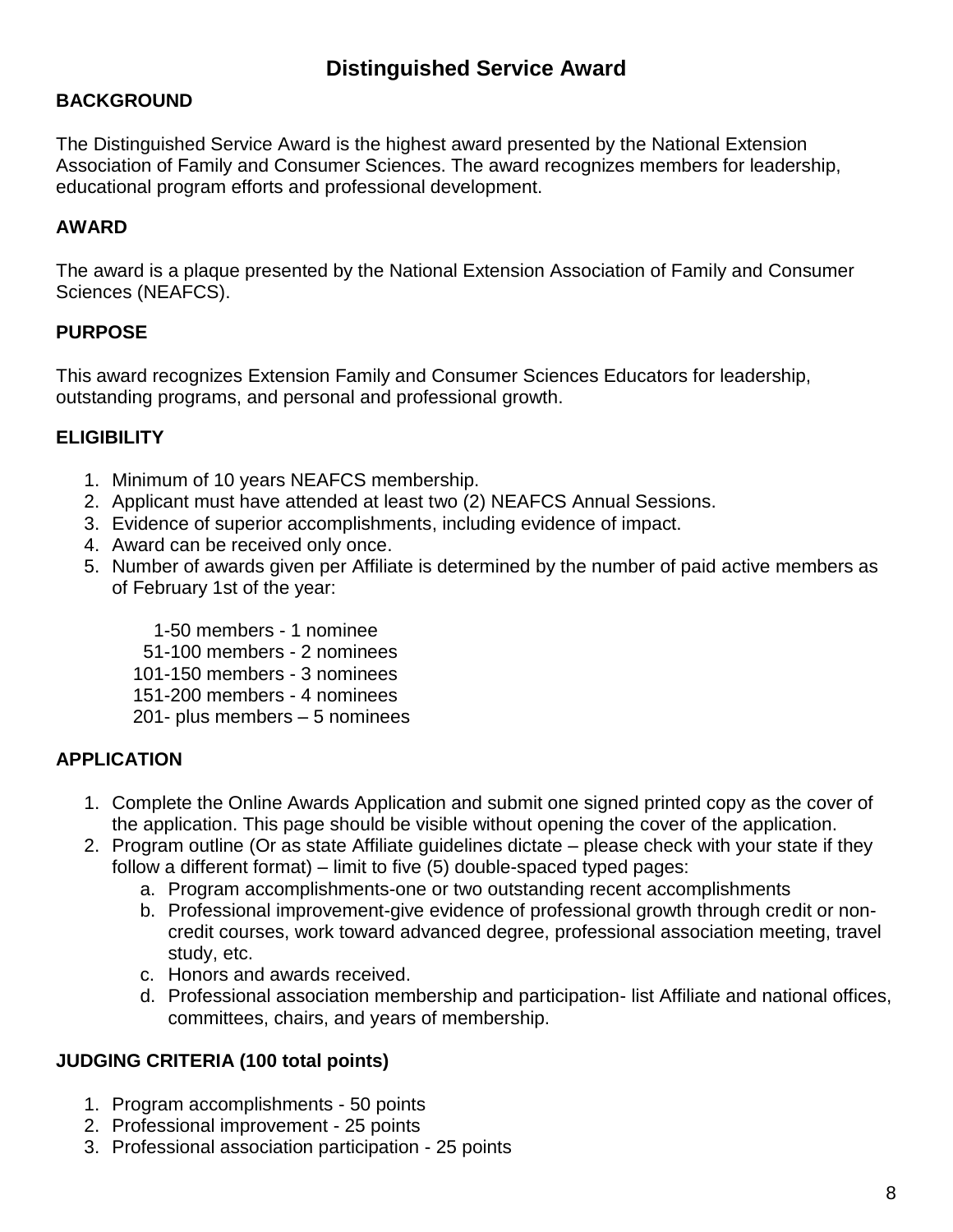# Distinguished Service Award

## BACKGROUND

The Distinguished Service Award is the highest award presented by the National Extension Association of Family and Consumer Sciences. The award recognizes members for leadership, educational program efforts and professional development.

## AWARD

The award is a plaque presented by the National Extension Association of Family and Consumer Sciences (NEAFCS).

## PURPOSE

This award recognizes Extension Family and Consumer Sciences Educators for leadership, outstanding programs, and personal and professional growth.

## ELIGIBILITY

1. Minimum of 10 years NEAFCS membership.
2. Applicant must have attended at least two (2) NEAFCS Annual Sessions.
3. Evidence of superior accomplishments, including evidence of impact.
4. Award can be received only once.
5. Number of awards given per Affiliate is determined by the number of paid active members as of February 1st of the year:

   1-50 members - 1 nominee
   51-100 members - 2 nominees
   101-150 members - 3 nominees
   151-200 members - 4 nominees
   201- plus members – 5 nominees

## APPLICATION

1. Complete the Online Awards Application and submit one signed printed copy as the cover of the application. This page should be visible without opening the cover of the application.
2. Program outline (Or as state Affiliate guidelines dictate – please check with your state if they follow a different format) – limit to five (5) double-spaced typed pages:
   a. Program accomplishments-one or two outstanding recent accomplishments
   b. Professional improvement-give evidence of professional growth through credit or non-credit courses, work toward advanced degree, professional association meeting, travel study, etc.
   c. Honors and awards received.
   d. Professional association membership and participation- list Affiliate and national offices, committees, chairs, and years of membership.

## JUDGING CRITERIA (100 total points)

1. Program accomplishments - 50 points
2. Professional improvement - 25 points
3. Professional association participation - 25 points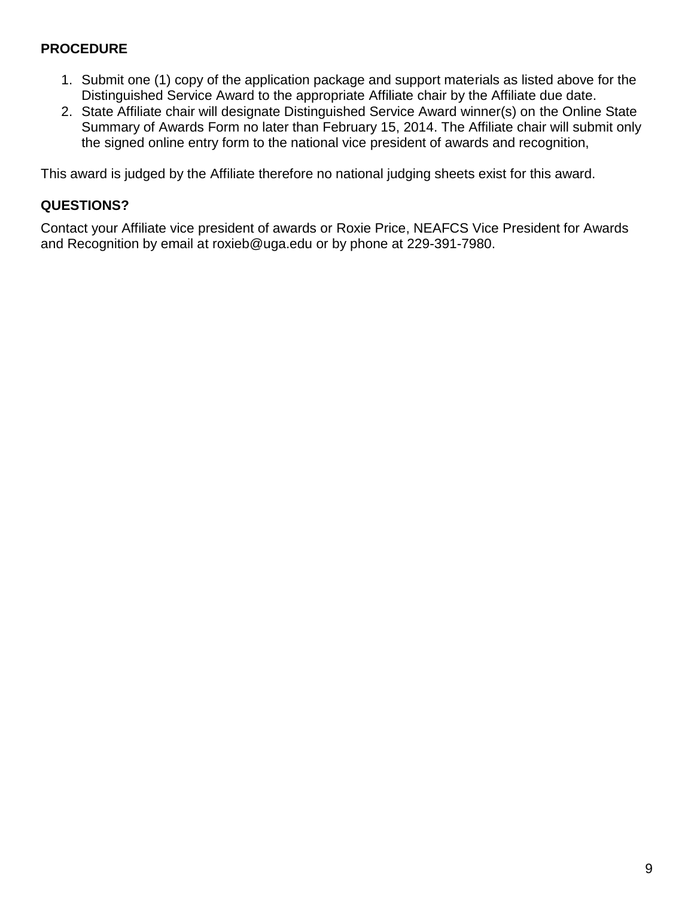**PROCEDURE**

1. Submit one (1) copy of the application package and support materials as listed above for the Distinguished Service Award to the appropriate Affiliate chair by the Affiliate due date.
2. State Affiliate chair will designate Distinguished Service Award winner(s) on the Online State Summary of Awards Form no later than February 15, 2014. The Affiliate chair will submit only the signed online entry form to the national vice president of awards and recognition,

This award is judged by the Affiliate therefore no national judging sheets exist for this award.

**QUESTIONS?**

Contact your Affiliate vice president of awards or Roxie Price, NEAFCS Vice President for Awards and Recognition by email at roxieb@uga.edu or by phone at 229-391-7980.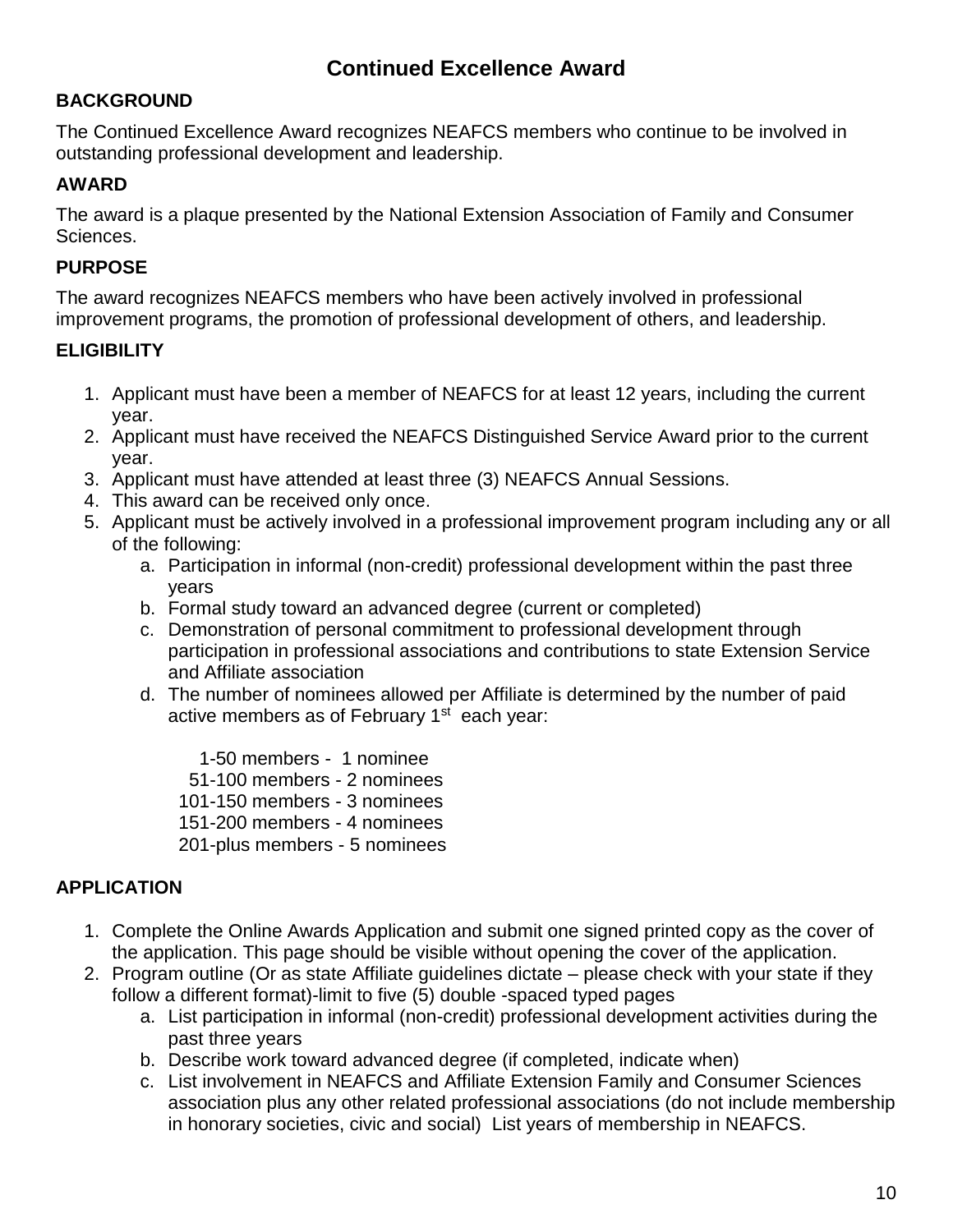# Continued Excellence Award

### BACKGROUND

The Continued Excellence Award recognizes NEAFCS members who continue to be involved in outstanding professional development and leadership.

### AWARD

The award is a plaque presented by the National Extension Association of Family and Consumer Sciences.

### PURPOSE

The award recognizes NEAFCS members who have been actively involved in professional improvement programs, the promotion of professional development of others, and leadership.

### ELIGIBILITY

1. Applicant must have been a member of NEAFCS for at least 12 years, including the current year.
2. Applicant must have received the NEAFCS Distinguished Service Award prior to the current year.
3. Applicant must have attended at least three (3) NEAFCS Annual Sessions.
4. This award can be received only once.
5. Applicant must be actively involved in a professional improvement program including any or all of the following:
   a. Participation in informal (non-credit) professional development within the past three years
   b. Formal study toward an advanced degree (current or completed)
   c. Demonstration of personal commitment to professional development through participation in professional associations and contributions to state Extension Service and Affiliate association
   d. The number of nominees allowed per Affiliate is determined by the number of paid active members as of February 1st each year:

      1-50 members - 1 nominee
      51-100 members - 2 nominees
      101-150 members - 3 nominees
      151-200 members - 4 nominees
      201-plus members - 5 nominees

### APPLICATION

1. Complete the Online Awards Application and submit one signed printed copy as the cover of the application. This page should be visible without opening the cover of the application.
2. Program outline (Or as state Affiliate guidelines dictate – please check with your state if they follow a different format)-limit to five (5) double -spaced typed pages
   a. List participation in informal (non-credit) professional development activities during the past three years
   b. Describe work toward advanced degree (if completed, indicate when)
   c. List involvement in NEAFCS and Affiliate Extension Family and Consumer Sciences association plus any other related professional associations (do not include membership in honorary societies, civic and social) List years of membership in NEAFCS.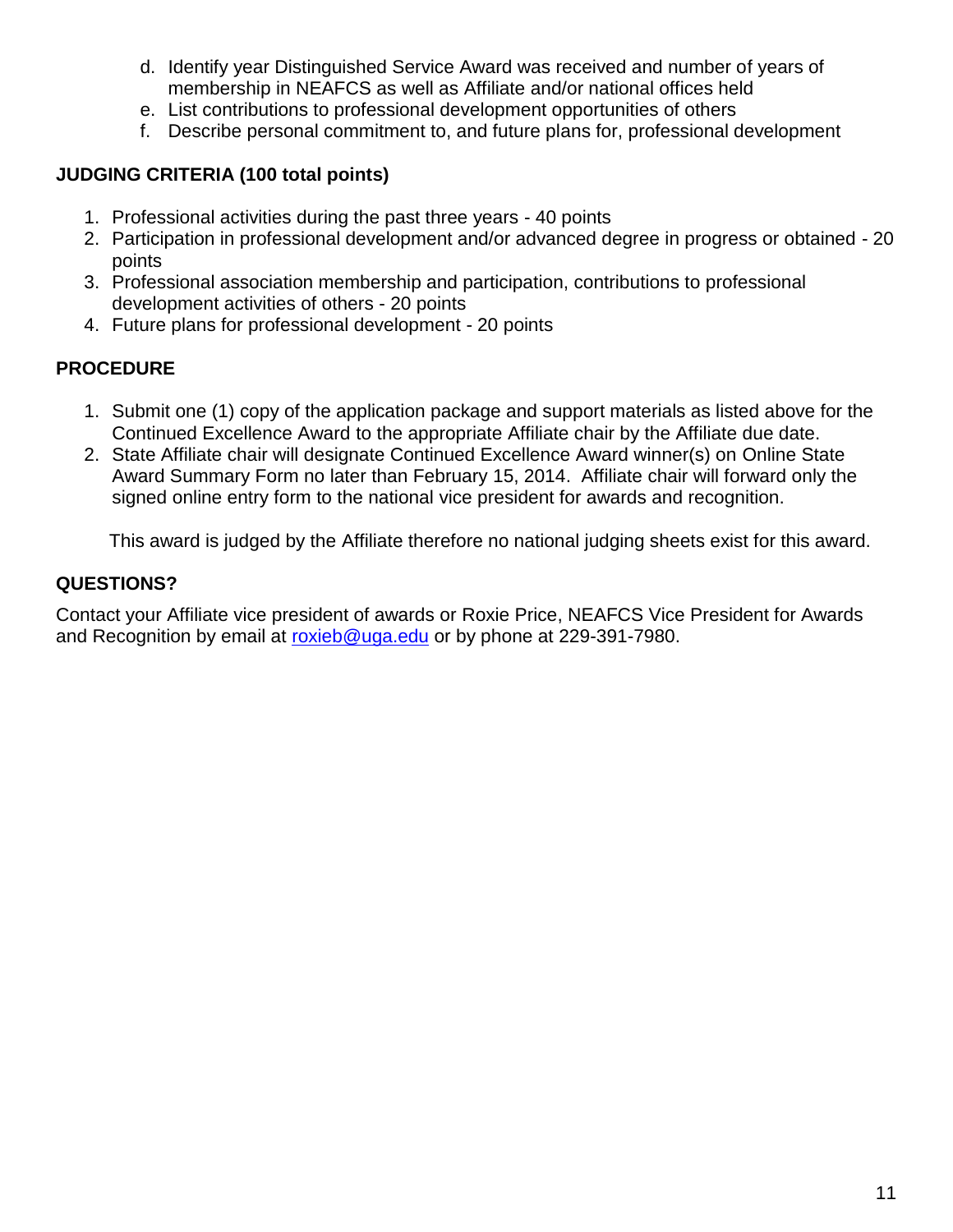d. Identify year Distinguished Service Award was received and number of years of membership in NEAFCS as well as Affiliate and/or national offices held
e. List contributions to professional development opportunities of others
f. Describe personal commitment to, and future plans for, professional development

**JUDGING CRITERIA (100 total points)**

1. Professional activities during the past three years - 40 points
2. Participation in professional development and/or advanced degree in progress or obtained - 20 points
3. Professional association membership and participation, contributions to professional development activities of others - 20 points
4. Future plans for professional development - 20 points

**PROCEDURE**

1. Submit one (1) copy of the application package and support materials as listed above for the Continued Excellence Award to the appropriate Affiliate chair by the Affiliate due date.
2. State Affiliate chair will designate Continued Excellence Award winner(s) on Online State Award Summary Form no later than February 15, 2014. Affiliate chair will forward only the signed online entry form to the national vice president for awards and recognition.

This award is judged by the Affiliate therefore no national judging sheets exist for this award.

**QUESTIONS?**

Contact your Affiliate vice president of awards or Roxie Price, NEAFCS Vice President for Awards and Recognition by email at roxieb@uga.edu or by phone at 229-391-7980.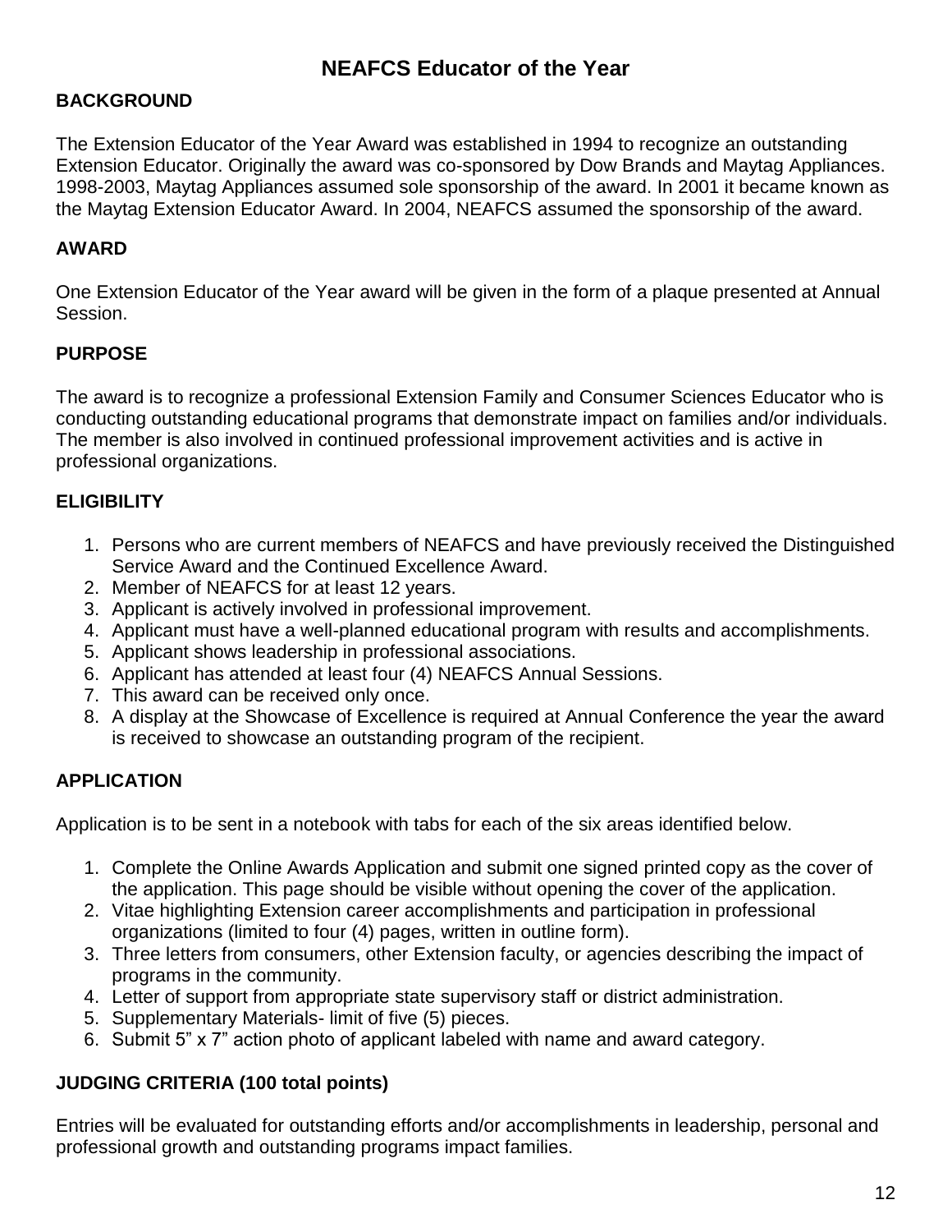# NEAFCS Educator of the Year

**BACKGROUND**

The Extension Educator of the Year Award was established in 1994 to recognize an outstanding Extension Educator. Originally the award was co-sponsored by Dow Brands and Maytag Appliances. 1998-2003, Maytag Appliances assumed sole sponsorship of the award. In 2001 it became known as the Maytag Extension Educator Award. In 2004, NEAFCS assumed the sponsorship of the award.

**AWARD**

One Extension Educator of the Year award will be given in the form of a plaque presented at Annual Session.

**PURPOSE**

The award is to recognize a professional Extension Family and Consumer Sciences Educator who is conducting outstanding educational programs that demonstrate impact on families and/or individuals. The member is also involved in continued professional improvement activities and is active in professional organizations.

**ELIGIBILITY**

1. Persons who are current members of NEAFCS and have previously received the Distinguished Service Award and the Continued Excellence Award.
2. Member of NEAFCS for at least 12 years.
3. Applicant is actively involved in professional improvement.
4. Applicant must have a well-planned educational program with results and accomplishments.
5. Applicant shows leadership in professional associations.
6. Applicant has attended at least four (4) NEAFCS Annual Sessions.
7. This award can be received only once.
8. A display at the Showcase of Excellence is required at Annual Conference the year the award is received to showcase an outstanding program of the recipient.

**APPLICATION**

Application is to be sent in a notebook with tabs for each of the six areas identified below.

1. Complete the Online Awards Application and submit one signed printed copy as the cover of the application. This page should be visible without opening the cover of the application.
2. Vitae highlighting Extension career accomplishments and participation in professional organizations (limited to four (4) pages, written in outline form).
3. Three letters from consumers, other Extension faculty, or agencies describing the impact of programs in the community.
4. Letter of support from appropriate state supervisory staff or district administration.
5. Supplementary Materials- limit of five (5) pieces.
6. Submit 5" x 7" action photo of applicant labeled with name and award category.

**JUDGING CRITERIA (100 total points)**

Entries will be evaluated for outstanding efforts and/or accomplishments in leadership, personal and professional growth and outstanding programs impact families.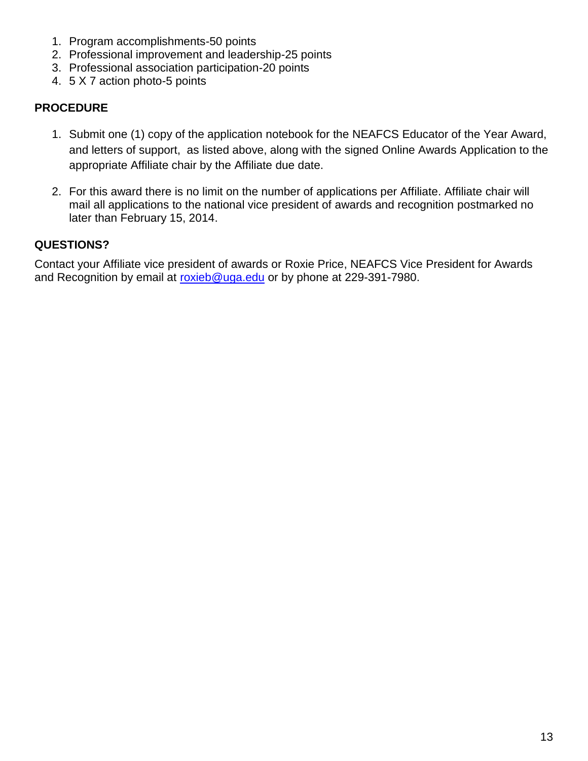1. Program accomplishments-50 points
2. Professional improvement and leadership-25 points
3. Professional association participation-20 points
4. 5 X 7 action photo-5 points

**PROCEDURE**

1. Submit one (1) copy of the application notebook for the NEAFCS Educator of the Year Award, and letters of support, as listed above, along with the signed Online Awards Application to the appropriate Affiliate chair by the Affiliate due date.

2. For this award there is no limit on the number of applications per Affiliate. Affiliate chair will mail all applications to the national vice president of awards and recognition postmarked no later than February 15, 2014.

**QUESTIONS?**

Contact your Affiliate vice president of awards or Roxie Price, NEAFCS Vice President for Awards and Recognition by email at roxieb@uga.edu or by phone at 229-391-7980.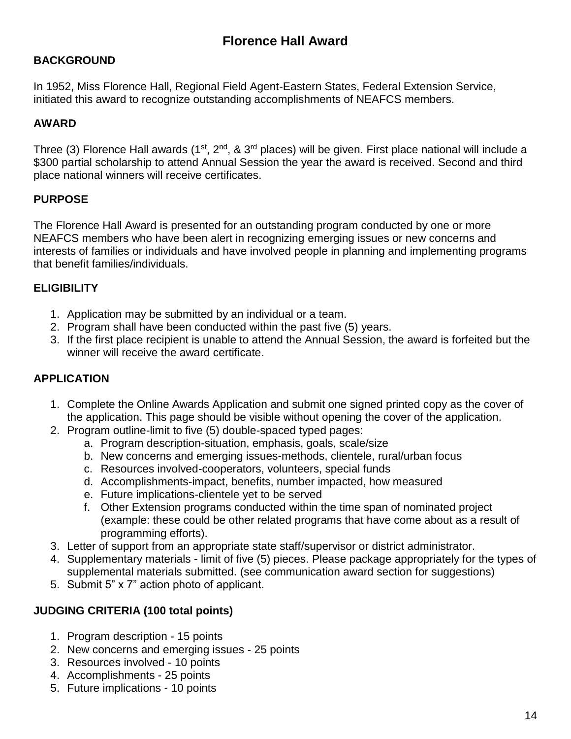# Florence Hall Award

## BACKGROUND

In 1952, Miss Florence Hall, Regional Field Agent-Eastern States, Federal Extension Service, initiated this award to recognize outstanding accomplishments of NEAFCS members.

## AWARD

Three (3) Florence Hall awards (1st, 2nd, & 3rd places) will be given. First place national will include a $300 partial scholarship to attend Annual Session the year the award is received. Second and third place national winners will receive certificates.

## PURPOSE

The Florence Hall Award is presented for an outstanding program conducted by one or more NEAFCS members who have been alert in recognizing emerging issues or new concerns and interests of families or individuals and have involved people in planning and implementing programs that benefit families/individuals.

## ELIGIBILITY

1. Application may be submitted by an individual or a team.
2. Program shall have been conducted within the past five (5) years.
3. If the first place recipient is unable to attend the Annual Session, the award is forfeited but the winner will receive the award certificate.

## APPLICATION

1. Complete the Online Awards Application and submit one signed printed copy as the cover of the application. This page should be visible without opening the cover of the application.
2. Program outline-limit to five (5) double-spaced typed pages:
   a. Program description-situation, emphasis, goals, scale/size
   b. New concerns and emerging issues-methods, clientele, rural/urban focus
   c. Resources involved-cooperators, volunteers, special funds
   d. Accomplishments-impact, benefits, number impacted, how measured
   e. Future implications-clientele yet to be served
   f. Other Extension programs conducted within the time span of nominated project (example: these could be other related programs that have come about as a result of programming efforts).
3. Letter of support from an appropriate state staff/supervisor or district administrator.
4. Supplementary materials - limit of five (5) pieces. Please package appropriately for the types of supplemental materials submitted. (see communication award section for suggestions)
5. Submit 5" x 7" action photo of applicant.

## JUDGING CRITERIA (100 total points)

1. Program description - 15 points
2. New concerns and emerging issues - 25 points
3. Resources involved - 10 points
4. Accomplishments - 25 points
5. Future implications - 10 points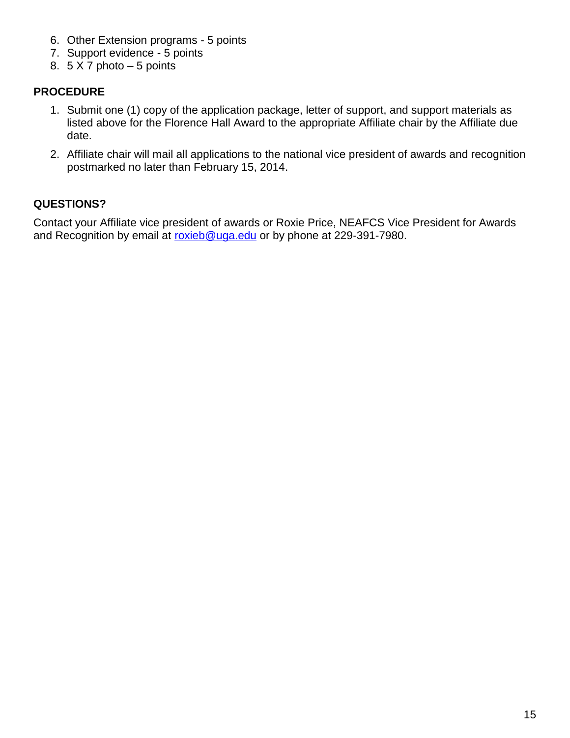6. Other Extension programs - 5 points
7. Support evidence - 5 points
8. 5 X 7 photo – 5 points

**PROCEDURE**

1. Submit one (1) copy of the application package, letter of support, and support materials as listed above for the Florence Hall Award to the appropriate Affiliate chair by the Affiliate due date.
2. Affiliate chair will mail all applications to the national vice president of awards and recognition postmarked no later than February 15, 2014.

**QUESTIONS?**

Contact your Affiliate vice president of awards or Roxie Price, NEAFCS Vice President for Awards and Recognition by email at roxieb@uga.edu or by phone at 229-391-7980.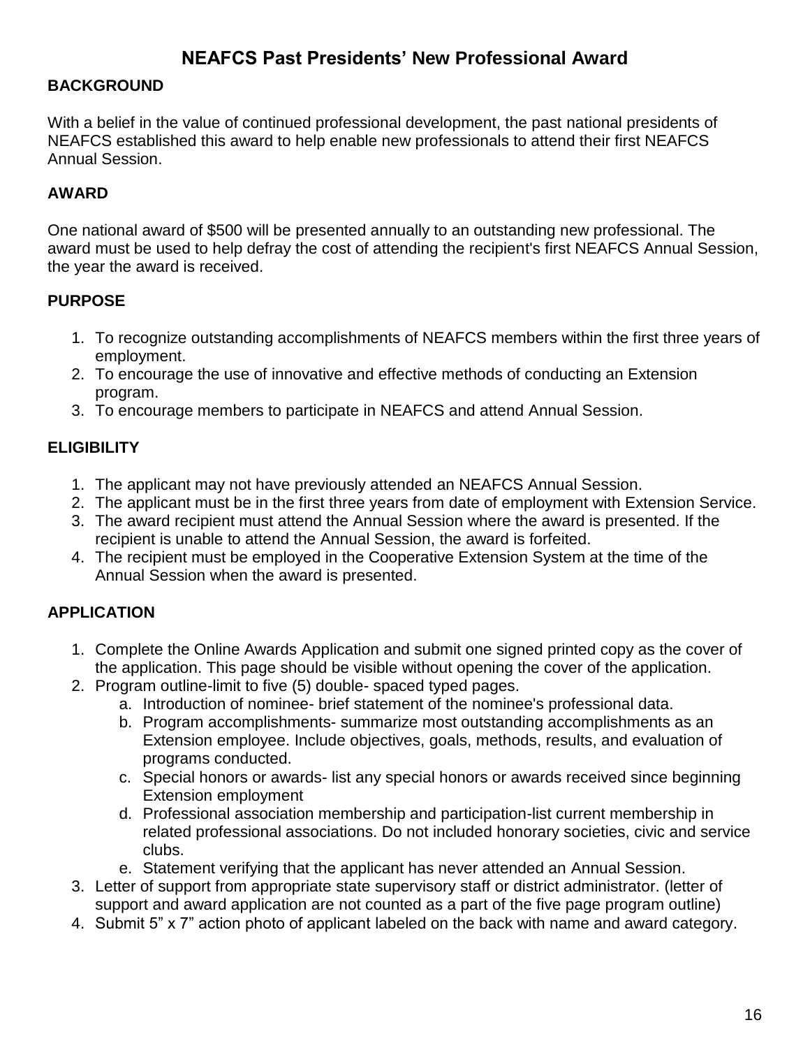# NEAFCS Past Presidents' New Professional Award

**BACKGROUND**

With a belief in the value of continued professional development, the past national presidents of NEAFCS established this award to help enable new professionals to attend their first NEAFCS Annual Session.

**AWARD**

One national award of $500 will be presented annually to an outstanding new professional. The award must be used to help defray the cost of attending the recipient's first NEAFCS Annual Session, the year the award is received.

**PURPOSE**

1. To recognize outstanding accomplishments of NEAFCS members within the first three years of employment.
2. To encourage the use of innovative and effective methods of conducting an Extension program.
3. To encourage members to participate in NEAFCS and attend Annual Session.

**ELIGIBILITY**

1. The applicant may not have previously attended an NEAFCS Annual Session.
2. The applicant must be in the first three years from date of employment with Extension Service.
3. The award recipient must attend the Annual Session where the award is presented. If the recipient is unable to attend the Annual Session, the award is forfeited.
4. The recipient must be employed in the Cooperative Extension System at the time of the Annual Session when the award is presented.

**APPLICATION**

1. Complete the Online Awards Application and submit one signed printed copy as the cover of the application. This page should be visible without opening the cover of the application.
2. Program outline-limit to five (5) double- spaced typed pages.
   a. Introduction of nominee- brief statement of the nominee's professional data.
   b. Program accomplishments- summarize most outstanding accomplishments as an Extension employee. Include objectives, goals, methods, results, and evaluation of programs conducted.
   c. Special honors or awards- list any special honors or awards received since beginning Extension employment
   d. Professional association membership and participation-list current membership in related professional associations. Do not included honorary societies, civic and service clubs.
   e. Statement verifying that the applicant has never attended an Annual Session.
3. Letter of support from appropriate state supervisory staff or district administrator. (letter of support and award application are not counted as a part of the five page program outline)
4. Submit 5" x 7" action photo of applicant labeled on the back with name and award category.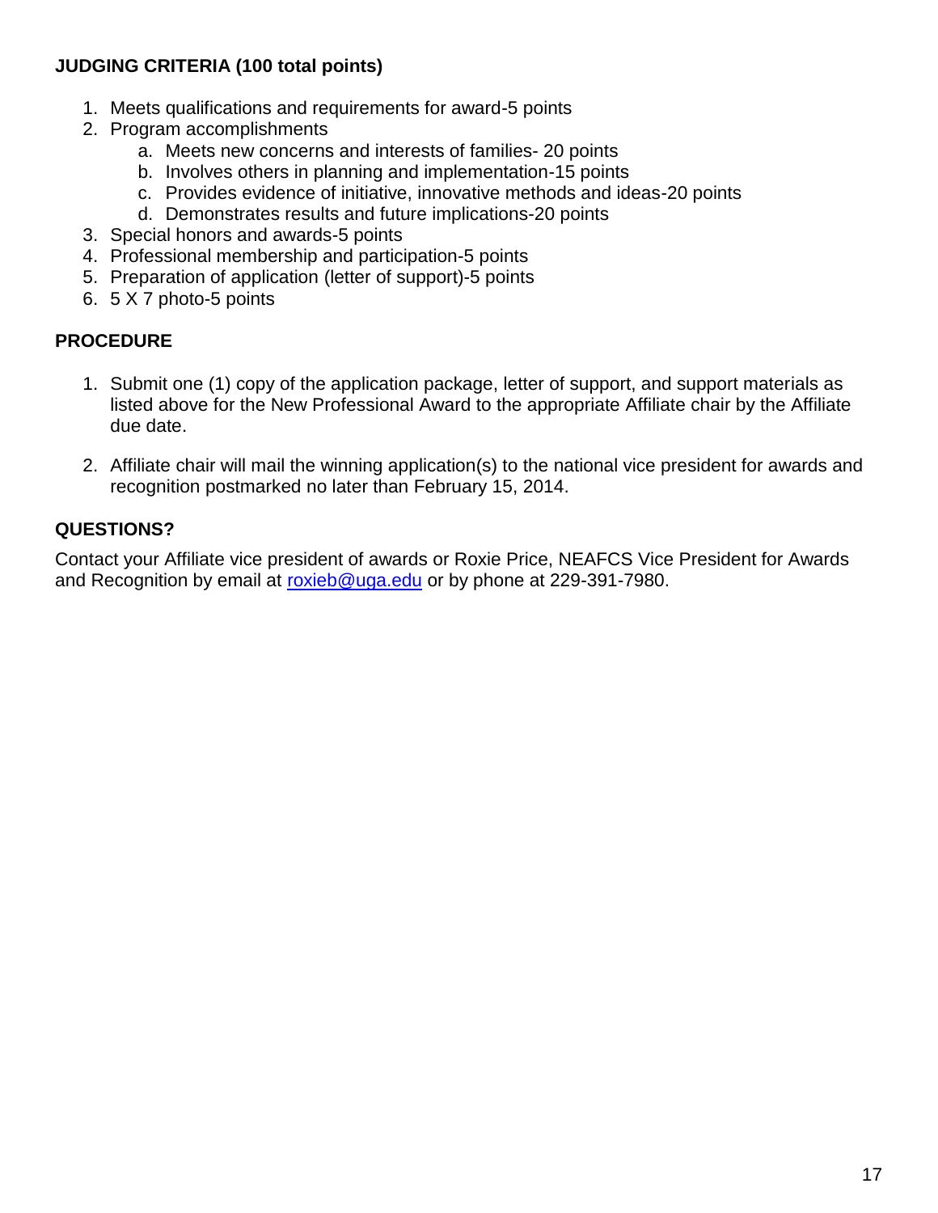**JUDGING CRITERIA (100 total points)**

1. Meets qualifications and requirements for award-5 points
2. Program accomplishments
    a. Meets new concerns and interests of families- 20 points
    b. Involves others in planning and implementation-15 points
    c. Provides evidence of initiative, innovative methods and ideas-20 points
    d. Demonstrates results and future implications-20 points
3. Special honors and awards-5 points
4. Professional membership and participation-5 points
5. Preparation of application (letter of support)-5 points
6. 5 X 7 photo-5 points

**PROCEDURE**

1. Submit one (1) copy of the application package, letter of support, and support materials as listed above for the New Professional Award to the appropriate Affiliate chair by the Affiliate due date.

2. Affiliate chair will mail the winning application(s) to the national vice president for awards and recognition postmarked no later than February 15, 2014.

**QUESTIONS?**

Contact your Affiliate vice president of awards or Roxie Price, NEAFCS Vice President for Awards and Recognition by email at roxieb@uga.edu or by phone at 229-391-7980.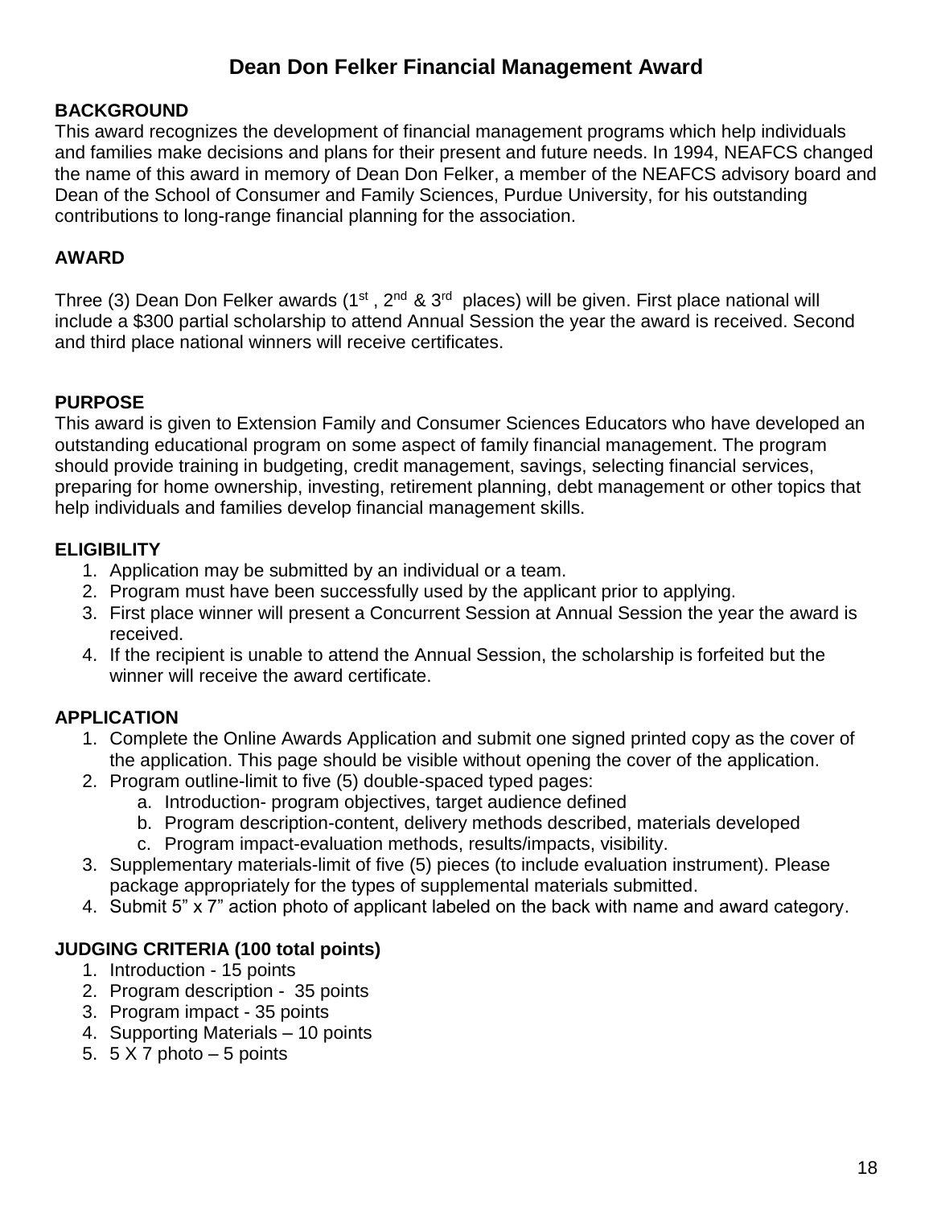# Dean Don Felker Financial Management Award

**BACKGROUND**

This award recognizes the development of financial management programs which help individuals and families make decisions and plans for their present and future needs. In 1994, NEAFCS changed the name of this award in memory of Dean Don Felker, a member of the NEAFCS advisory board and Dean of the School of Consumer and Family Sciences, Purdue University, for his outstanding contributions to long-range financial planning for the association.

**AWARD**

Three (3) Dean Don Felker awards (1st , 2nd & 3rd places) will be given. First place national will include a $300 partial scholarship to attend Annual Session the year the award is received. Second and third place national winners will receive certificates.

**PURPOSE**

This award is given to Extension Family and Consumer Sciences Educators who have developed an outstanding educational program on some aspect of family financial management. The program should provide training in budgeting, credit management, savings, selecting financial services, preparing for home ownership, investing, retirement planning, debt management or other topics that help individuals and families develop financial management skills.

**ELIGIBILITY**

1. Application may be submitted by an individual or a team.
2. Program must have been successfully used by the applicant prior to applying.
3. First place winner will present a Concurrent Session at Annual Session the year the award is received.
4. If the recipient is unable to attend the Annual Session, the scholarship is forfeited but the winner will receive the award certificate.

**APPLICATION**

1. Complete the Online Awards Application and submit one signed printed copy as the cover of the application. This page should be visible without opening the cover of the application.
2. Program outline-limit to five (5) double-spaced typed pages:
   a. Introduction- program objectives, target audience defined
   b. Program description-content, delivery methods described, materials developed
   c. Program impact-evaluation methods, results/impacts, visibility.
3. Supplementary materials-limit of five (5) pieces (to include evaluation instrument). Please package appropriately for the types of supplemental materials submitted.
4. Submit 5" x 7" action photo of applicant labeled on the back with name and award category.

**JUDGING CRITERIA (100 total points)**

1. Introduction - 15 points
2. Program description - 35 points
3. Program impact - 35 points
4. Supporting Materials – 10 points
5. 5 X 7 photo – 5 points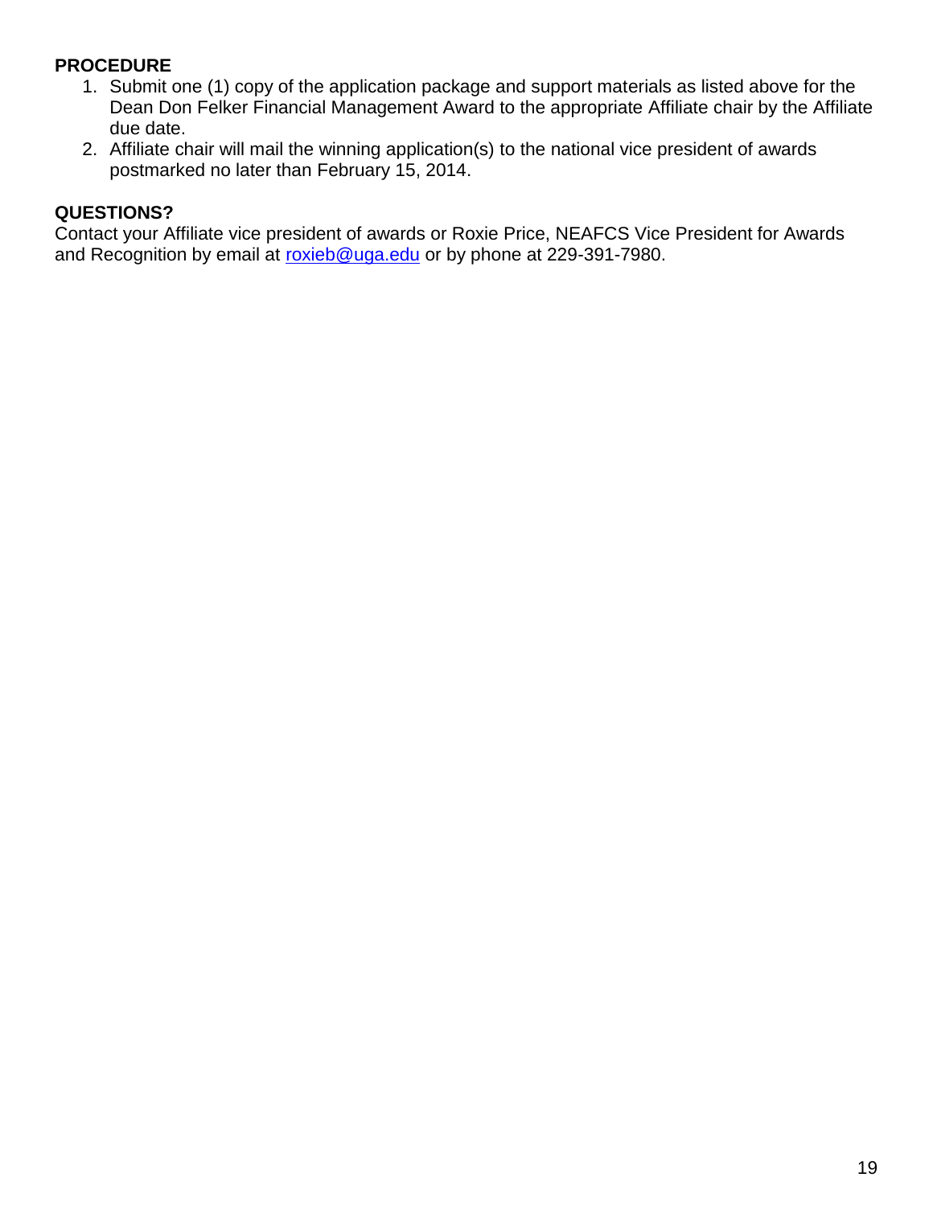**PROCEDURE**

1. Submit one (1) copy of the application package and support materials as listed above for the Dean Don Felker Financial Management Award to the appropriate Affiliate chair by the Affiliate due date.
2. Affiliate chair will mail the winning application(s) to the national vice president of awards postmarked no later than February 15, 2014.

**QUESTIONS?**

Contact your Affiliate vice president of awards or Roxie Price, NEAFCS Vice President for Awards and Recognition by email at roxieb@uga.edu or by phone at 229-391-7980.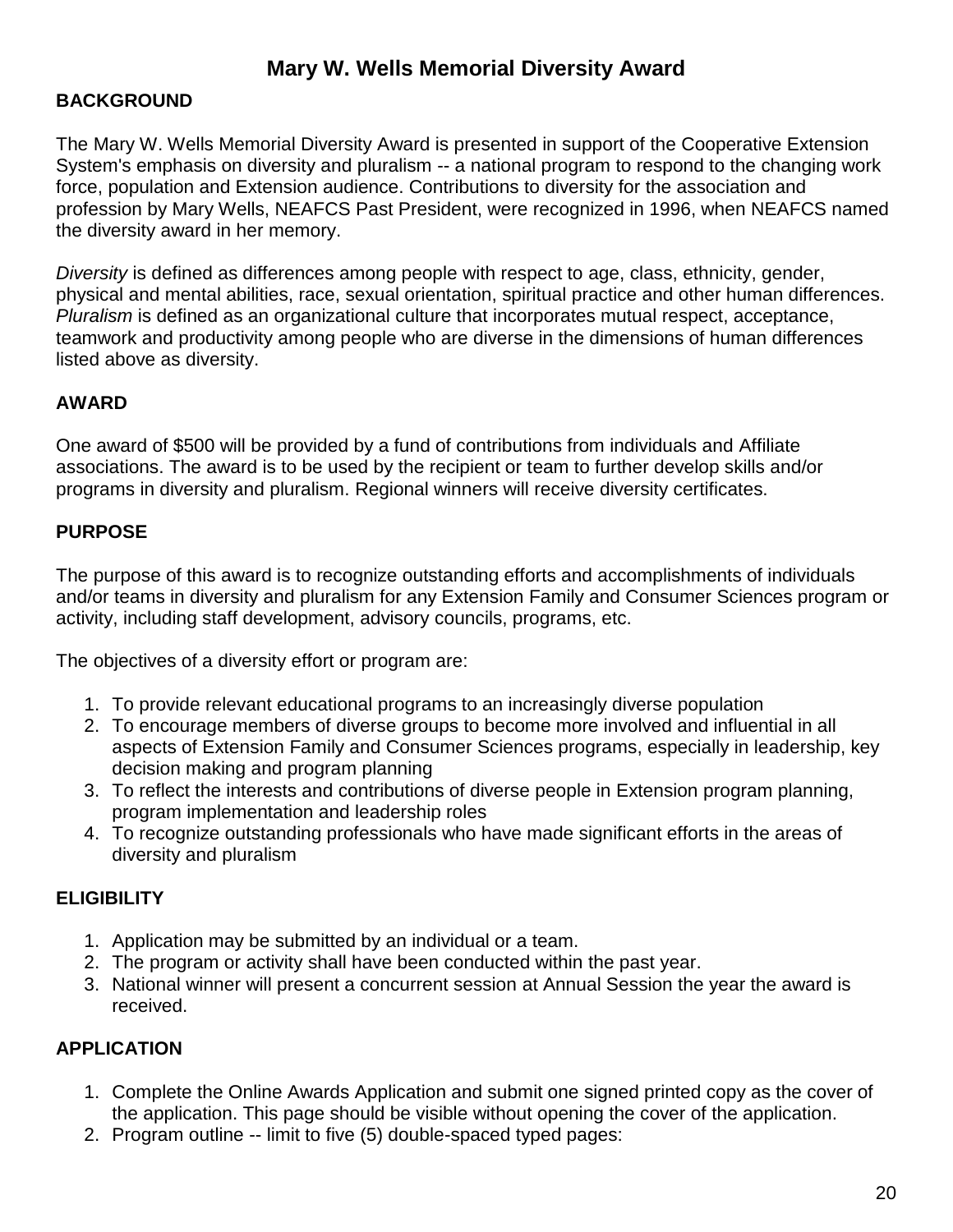# Mary W. Wells Memorial Diversity Award

## BACKGROUND

The Mary W. Wells Memorial Diversity Award is presented in support of the Cooperative Extension System's emphasis on diversity and pluralism -- a national program to respond to the changing work force, population and Extension audience. Contributions to diversity for the association and profession by Mary Wells, NEAFCS Past President, were recognized in 1996, when NEAFCS named the diversity award in her memory.

*Diversity* is defined as differences among people with respect to age, class, ethnicity, gender, physical and mental abilities, race, sexual orientation, spiritual practice and other human differences. *Pluralism* is defined as an organizational culture that incorporates mutual respect, acceptance, teamwork and productivity among people who are diverse in the dimensions of human differences listed above as diversity.

## AWARD

One award of $500 will be provided by a fund of contributions from individuals and Affiliate associations. The award is to be used by the recipient or team to further develop skills and/or programs in diversity and pluralism. Regional winners will receive diversity certificates.

## PURPOSE

The purpose of this award is to recognize outstanding efforts and accomplishments of individuals and/or teams in diversity and pluralism for any Extension Family and Consumer Sciences program or activity, including staff development, advisory councils, programs, etc.

The objectives of a diversity effort or program are:

1. To provide relevant educational programs to an increasingly diverse population
2. To encourage members of diverse groups to become more involved and influential in all aspects of Extension Family and Consumer Sciences programs, especially in leadership, key decision making and program planning
3. To reflect the interests and contributions of diverse people in Extension program planning, program implementation and leadership roles
4. To recognize outstanding professionals who have made significant efforts in the areas of diversity and pluralism

## ELIGIBILITY

1. Application may be submitted by an individual or a team.
2. The program or activity shall have been conducted within the past year.
3. National winner will present a concurrent session at Annual Session the year the award is received.

## APPLICATION

1. Complete the Online Awards Application and submit one signed printed copy as the cover of the application. This page should be visible without opening the cover of the application.
2. Program outline -- limit to five (5) double-spaced typed pages: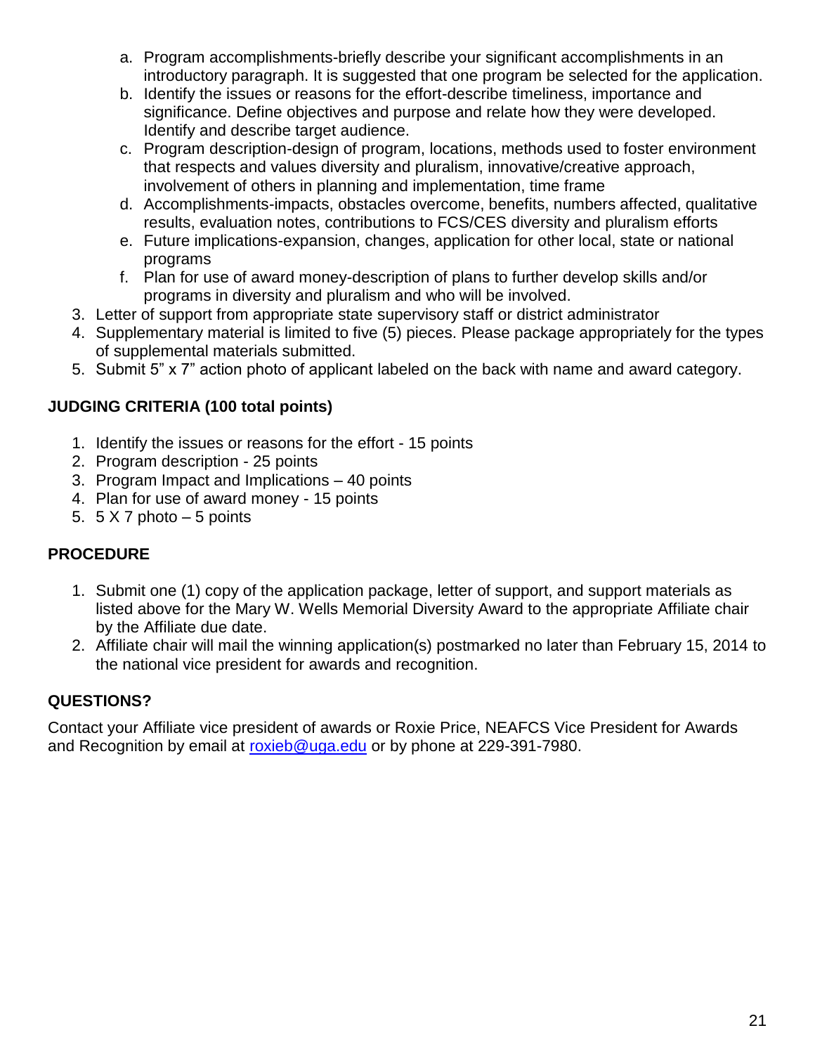a. Program accomplishments-briefly describe your significant accomplishments in an introductory paragraph. It is suggested that one program be selected for the application.
   b. Identify the issues or reasons for the effort-describe timeliness, importance and significance. Define objectives and purpose and relate how they were developed. Identify and describe target audience.
   c. Program description-design of program, locations, methods used to foster environment that respects and values diversity and pluralism, innovative/creative approach, involvement of others in planning and implementation, time frame
   d. Accomplishments-impacts, obstacles overcome, benefits, numbers affected, qualitative results, evaluation notes, contributions to FCS/CES diversity and pluralism efforts
   e. Future implications-expansion, changes, application for other local, state or national programs
   f. Plan for use of award money-description of plans to further develop skills and/or programs in diversity and pluralism and who will be involved.
3. Letter of support from appropriate state supervisory staff or district administrator
4. Supplementary material is limited to five (5) pieces. Please package appropriately for the types of supplemental materials submitted.
5. Submit 5" x 7" action photo of applicant labeled on the back with name and award category.

**JUDGING CRITERIA (100 total points)**

1. Identify the issues or reasons for the effort - 15 points
2. Program description - 25 points
3. Program Impact and Implications – 40 points
4. Plan for use of award money - 15 points
5. 5 X 7 photo – 5 points

**PROCEDURE**

1. Submit one (1) copy of the application package, letter of support, and support materials as listed above for the Mary W. Wells Memorial Diversity Award to the appropriate Affiliate chair by the Affiliate due date.
2. Affiliate chair will mail the winning application(s) postmarked no later than February 15, 2014 to the national vice president for awards and recognition.

**QUESTIONS?**

Contact your Affiliate vice president of awards or Roxie Price, NEAFCS Vice President for Awards and Recognition by email at roxieb@uga.edu or by phone at 229-391-7980.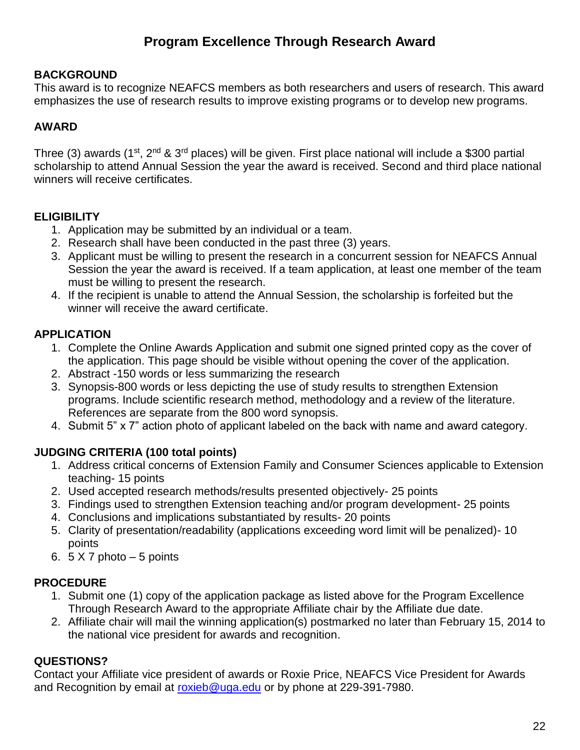# Program Excellence Through Research Award

## BACKGROUND

This award is to recognize NEAFCS members as both researchers and users of research. This award emphasizes the use of research results to improve existing programs or to develop new programs.

## AWARD

Three (3) awards (1st, 2nd & 3rd places) will be given. First place national will include a $300 partial scholarship to attend Annual Session the year the award is received. Second and third place national winners will receive certificates.

## ELIGIBILITY

1. Application may be submitted by an individual or a team.
2. Research shall have been conducted in the past three (3) years.
3. Applicant must be willing to present the research in a concurrent session for NEAFCS Annual Session the year the award is received. If a team application, at least one member of the team must be willing to present the research.
4. If the recipient is unable to attend the Annual Session, the scholarship is forfeited but the winner will receive the award certificate.

## APPLICATION

1. Complete the Online Awards Application and submit one signed printed copy as the cover of the application. This page should be visible without opening the cover of the application.
2. Abstract -150 words or less summarizing the research
3. Synopsis-800 words or less depicting the use of study results to strengthen Extension programs. Include scientific research method, methodology and a review of the literature. References are separate from the 800 word synopsis.
4. Submit 5" x 7" action photo of applicant labeled on the back with name and award category.

## JUDGING CRITERIA (100 total points)

1. Address critical concerns of Extension Family and Consumer Sciences applicable to Extension teaching- 15 points
2. Used accepted research methods/results presented objectively- 25 points
3. Findings used to strengthen Extension teaching and/or program development- 25 points
4. Conclusions and implications substantiated by results- 20 points
5. Clarity of presentation/readability (applications exceeding word limit will be penalized)- 10 points
6. 5 X 7 photo – 5 points

## PROCEDURE

1. Submit one (1) copy of the application package as listed above for the Program Excellence Through Research Award to the appropriate Affiliate chair by the Affiliate due date.
2. Affiliate chair will mail the winning application(s) postmarked no later than February 15, 2014 to the national vice president for awards and recognition.

## QUESTIONS?

Contact your Affiliate vice president of awards or Roxie Price, NEAFCS Vice President for Awards and Recognition by email at roxieb@uga.edu or by phone at 229-391-7980.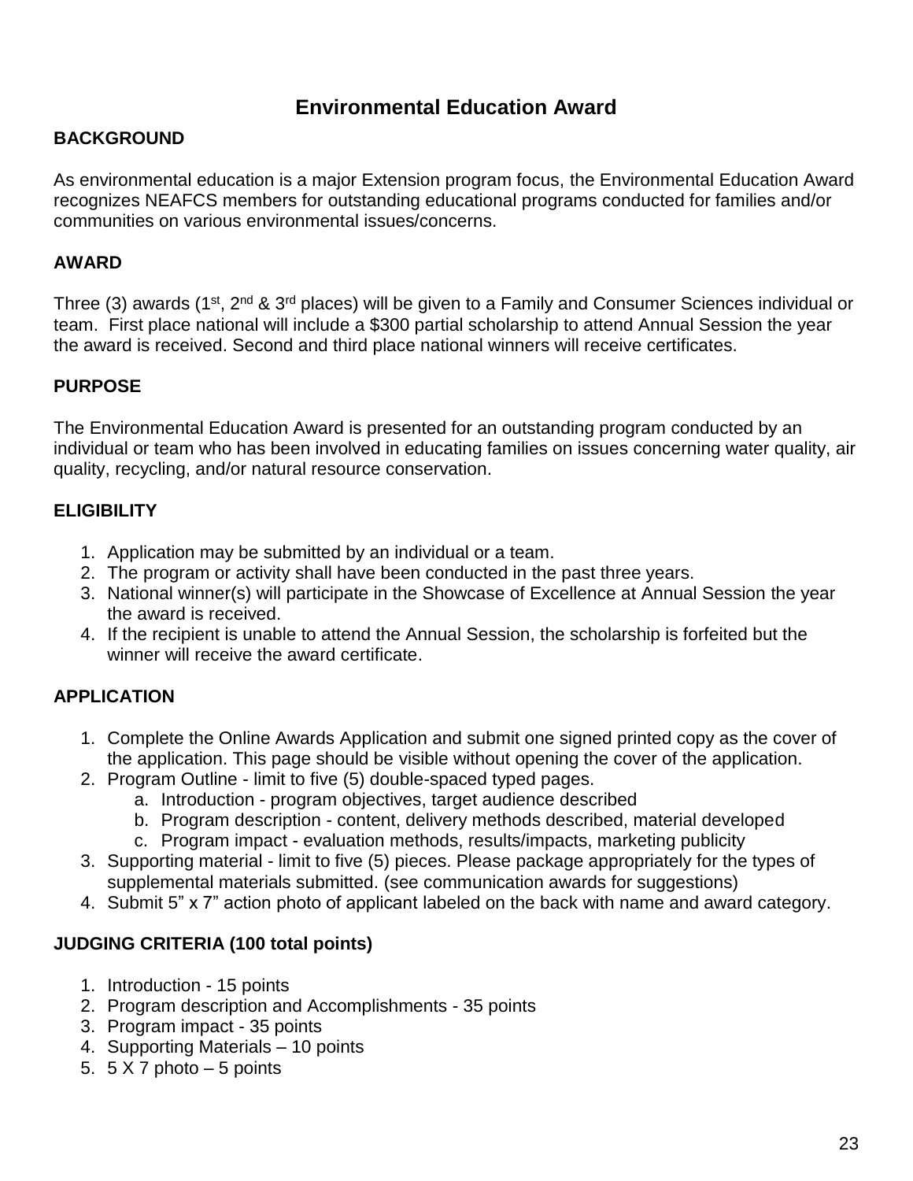# Environmental Education Award

## BACKGROUND

As environmental education is a major Extension program focus, the Environmental Education Award recognizes NEAFCS members for outstanding educational programs conducted for families and/or communities on various environmental issues/concerns.

## AWARD

Three (3) awards (1st, 2nd & 3rd places) will be given to a Family and Consumer Sciences individual or team. First place national will include a $300 partial scholarship to attend Annual Session the year the award is received. Second and third place national winners will receive certificates.

## PURPOSE

The Environmental Education Award is presented for an outstanding program conducted by an individual or team who has been involved in educating families on issues concerning water quality, air quality, recycling, and/or natural resource conservation.

## ELIGIBILITY

1. Application may be submitted by an individual or a team.
2. The program or activity shall have been conducted in the past three years.
3. National winner(s) will participate in the Showcase of Excellence at Annual Session the year the award is received.
4. If the recipient is unable to attend the Annual Session, the scholarship is forfeited but the winner will receive the award certificate.

## APPLICATION

1. Complete the Online Awards Application and submit one signed printed copy as the cover of the application. This page should be visible without opening the cover of the application.
2. Program Outline - limit to five (5) double-spaced typed pages.
   a. Introduction - program objectives, target audience described
   b. Program description - content, delivery methods described, material developed
   c. Program impact - evaluation methods, results/impacts, marketing publicity
3. Supporting material - limit to five (5) pieces. Please package appropriately for the types of supplemental materials submitted. (see communication awards for suggestions)
4. Submit 5" x 7" action photo of applicant labeled on the back with name and award category.

## JUDGING CRITERIA (100 total points)

1. Introduction - 15 points
2. Program description and Accomplishments - 35 points
3. Program impact - 35 points
4. Supporting Materials – 10 points
5. 5 X 7 photo – 5 points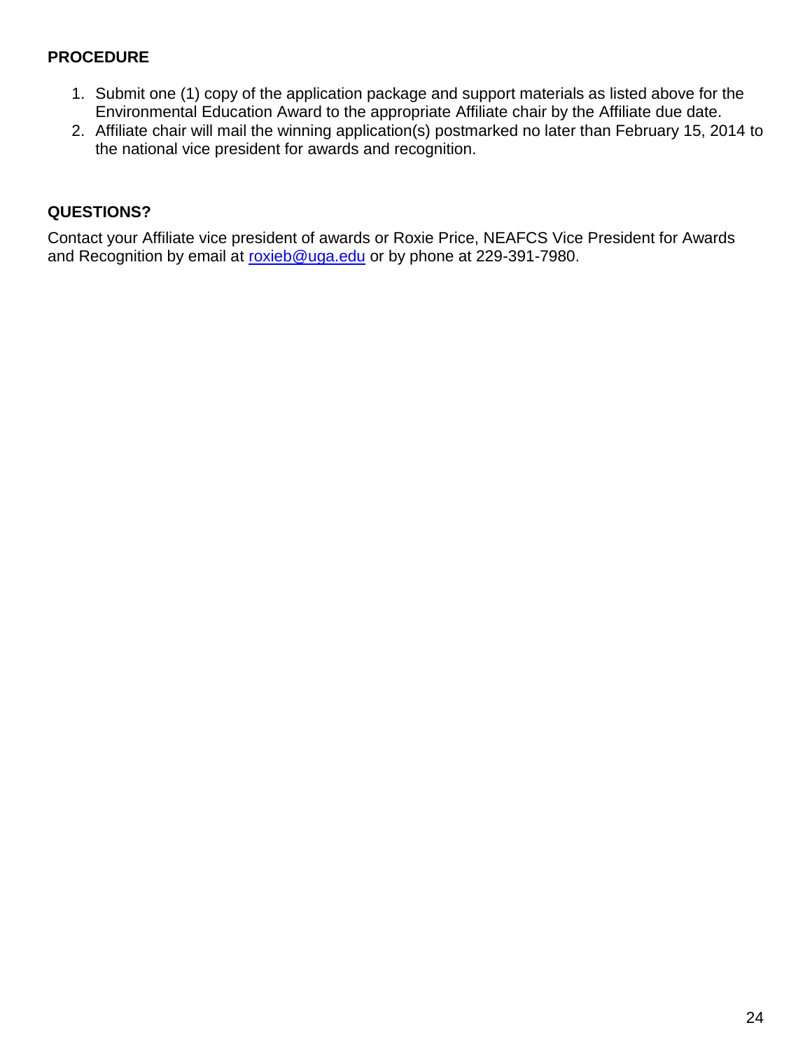**PROCEDURE**

1. Submit one (1) copy of the application package and support materials as listed above for the Environmental Education Award to the appropriate Affiliate chair by the Affiliate due date.
2. Affiliate chair will mail the winning application(s) postmarked no later than February 15, 2014 to the national vice president for awards and recognition.

**QUESTIONS?**

Contact your Affiliate vice president of awards or Roxie Price, NEAFCS Vice President for Awards and Recognition by email at roxieb@uga.edu or by phone at 229-391-7980.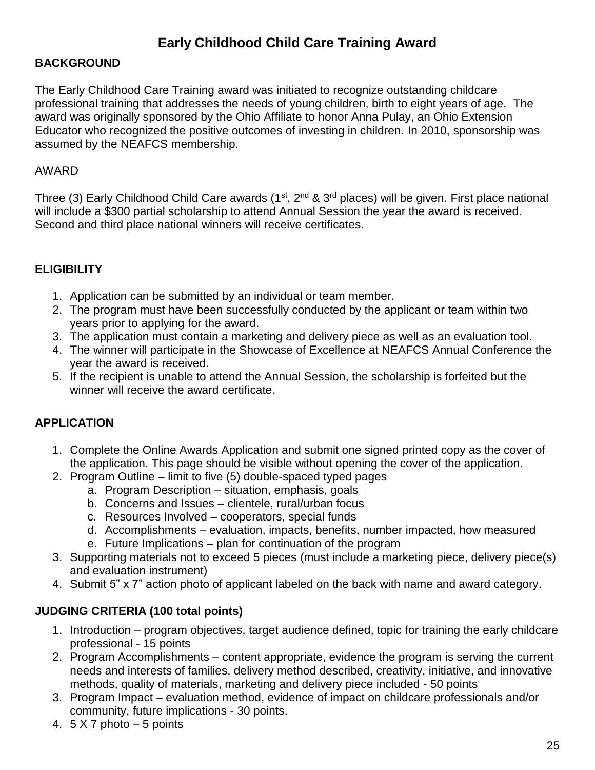# Early Childhood Child Care Training Award

**BACKGROUND**

The Early Childhood Care Training award was initiated to recognize outstanding childcare professional training that addresses the needs of young children, birth to eight years of age. The award was originally sponsored by the Ohio Affiliate to honor Anna Pulay, an Ohio Extension Educator who recognized the positive outcomes of investing in children. In 2010, sponsorship was assumed by the NEAFCS membership.

AWARD

Three (3) Early Childhood Child Care awards (1st, 2nd & 3rd places) will be given. First place national will include a $300 partial scholarship to attend Annual Session the year the award is received. Second and third place national winners will receive certificates.

**ELIGIBILITY**

1. Application can be submitted by an individual or team member.
2. The program must have been successfully conducted by the applicant or team within two years prior to applying for the award.
3. The application must contain a marketing and delivery piece as well as an evaluation tool.
4. The winner will participate in the Showcase of Excellence at NEAFCS Annual Conference the year the award is received.
5. If the recipient is unable to attend the Annual Session, the scholarship is forfeited but the winner will receive the award certificate.

**APPLICATION**

1. Complete the Online Awards Application and submit one signed printed copy as the cover of the application. This page should be visible without opening the cover of the application.
2. Program Outline – limit to five (5) double-spaced typed pages
   a. Program Description – situation, emphasis, goals
   b. Concerns and Issues – clientele, rural/urban focus
   c. Resources Involved – cooperators, special funds
   d. Accomplishments – evaluation, impacts, benefits, number impacted, how measured
   e. Future Implications – plan for continuation of the program
3. Supporting materials not to exceed 5 pieces (must include a marketing piece, delivery piece(s) and evaluation instrument)
4. Submit 5” x 7” action photo of applicant labeled on the back with name and award category.

**JUDGING CRITERIA (100 total points)**

1. Introduction – program objectives, target audience defined, topic for training the early childcare professional - 15 points
2. Program Accomplishments – content appropriate, evidence the program is serving the current needs and interests of families, delivery method described, creativity, initiative, and innovative methods, quality of materials, marketing and delivery piece included - 50 points
3. Program Impact – evaluation method, evidence of impact on childcare professionals and/or community, future implications - 30 points.
4. 5 X 7 photo – 5 points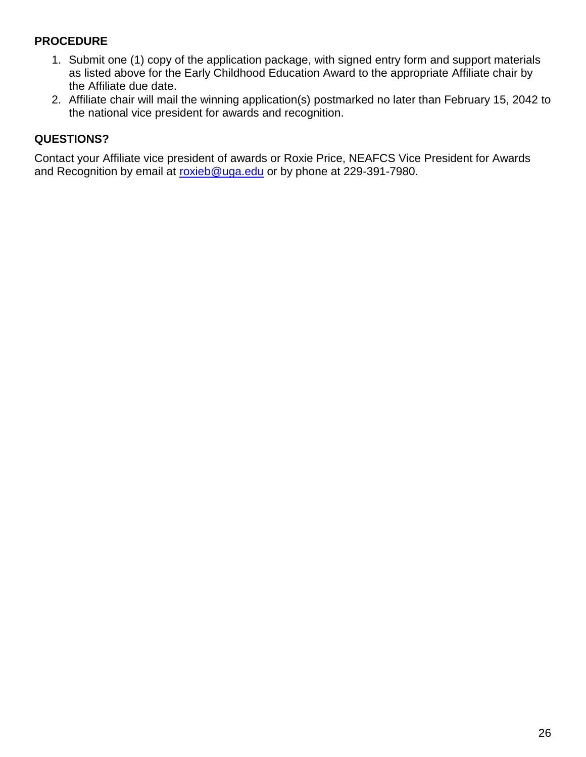**PROCEDURE**

1. Submit one (1) copy of the application package, with signed entry form and support materials as listed above for the Early Childhood Education Award to the appropriate Affiliate chair by the Affiliate due date.
2. Affiliate chair will mail the winning application(s) postmarked no later than February 15, 2042 to the national vice president for awards and recognition.

**QUESTIONS?**

Contact your Affiliate vice president of awards or Roxie Price, NEAFCS Vice President for Awards and Recognition by email at roxieb@uga.edu or by phone at 229-391-7980.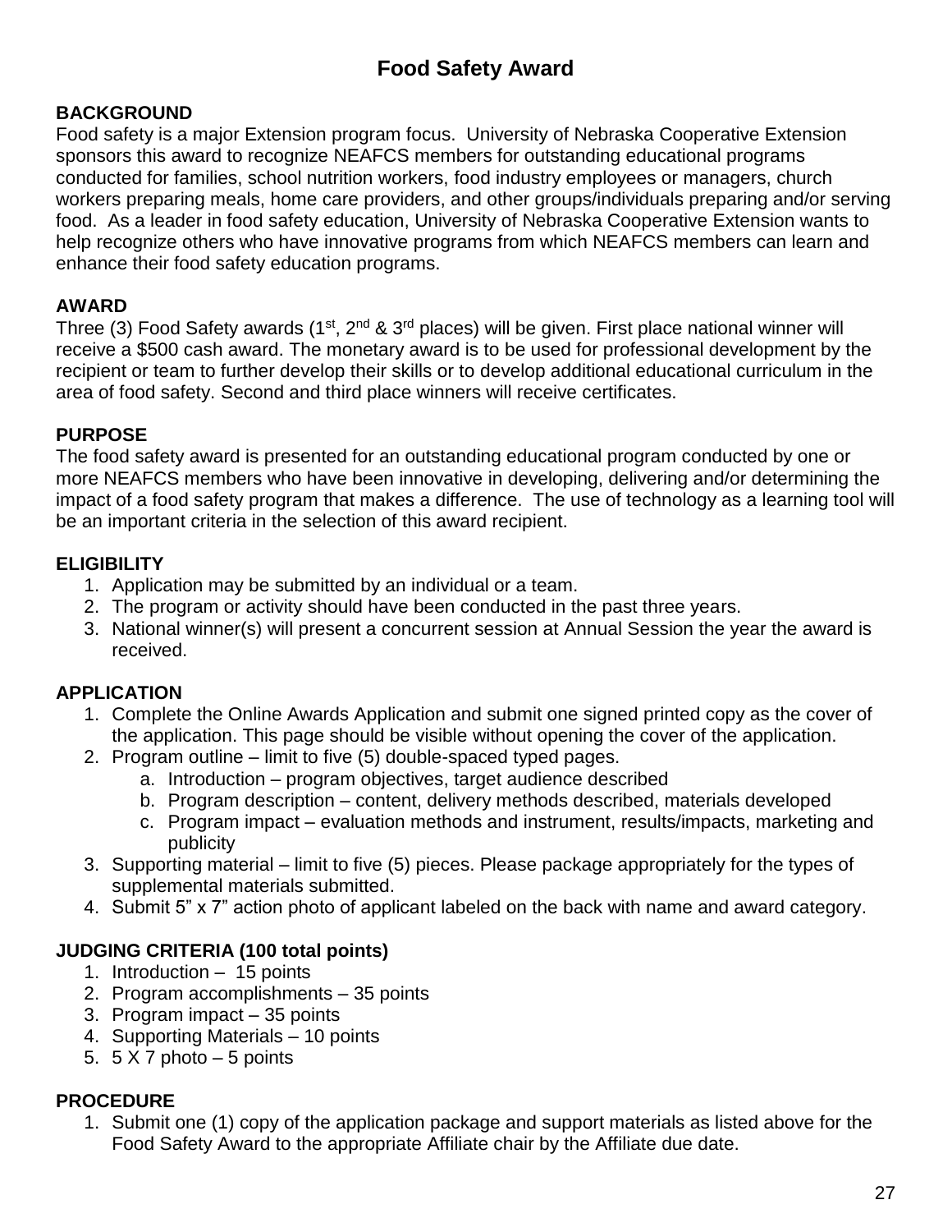# Food Safety Award

**BACKGROUND**

Food safety is a major Extension program focus. University of Nebraska Cooperative Extension sponsors this award to recognize NEAFCS members for outstanding educational programs conducted for families, school nutrition workers, food industry employees or managers, church workers preparing meals, home care providers, and other groups/individuals preparing and/or serving food. As a leader in food safety education, University of Nebraska Cooperative Extension wants to help recognize others who have innovative programs from which NEAFCS members can learn and enhance their food safety education programs.

**AWARD**

Three (3) Food Safety awards (1st, 2nd & 3rd places) will be given. First place national winner will receive a $500 cash award. The monetary award is to be used for professional development by the recipient or team to further develop their skills or to develop additional educational curriculum in the area of food safety. Second and third place winners will receive certificates.

**PURPOSE**

The food safety award is presented for an outstanding educational program conducted by one or more NEAFCS members who have been innovative in developing, delivering and/or determining the impact of a food safety program that makes a difference. The use of technology as a learning tool will be an important criteria in the selection of this award recipient.

**ELIGIBILITY**

1. Application may be submitted by an individual or a team.
2. The program or activity should have been conducted in the past three years.
3. National winner(s) will present a concurrent session at Annual Session the year the award is received.

**APPLICATION**

1. Complete the Online Awards Application and submit one signed printed copy as the cover of the application. This page should be visible without opening the cover of the application.
2. Program outline – limit to five (5) double-spaced typed pages.
   a. Introduction – program objectives, target audience described
   b. Program description – content, delivery methods described, materials developed
   c. Program impact – evaluation methods and instrument, results/impacts, marketing and publicity
3. Supporting material – limit to five (5) pieces. Please package appropriately for the types of supplemental materials submitted.
4. Submit 5” x 7” action photo of applicant labeled on the back with name and award category.

**JUDGING CRITERIA (100 total points)**

1. Introduction – 15 points
2. Program accomplishments – 35 points
3. Program impact – 35 points
4. Supporting Materials – 10 points
5. 5 X 7 photo – 5 points

**PROCEDURE**

1. Submit one (1) copy of the application package and support materials as listed above for the Food Safety Award to the appropriate Affiliate chair by the Affiliate due date.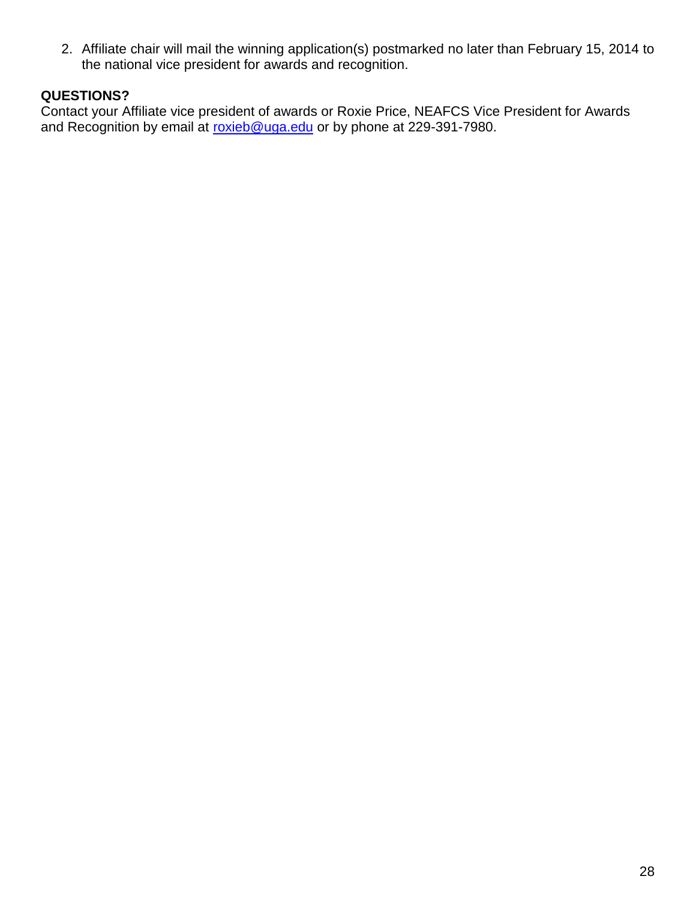2. Affiliate chair will mail the winning application(s) postmarked no later than February 15, 2014 to the national vice president for awards and recognition.

**QUESTIONS?**

Contact your Affiliate vice president of awards or Roxie Price, NEAFCS Vice President for Awards and Recognition by email at roxieb@uga.edu or by phone at 229-391-7980.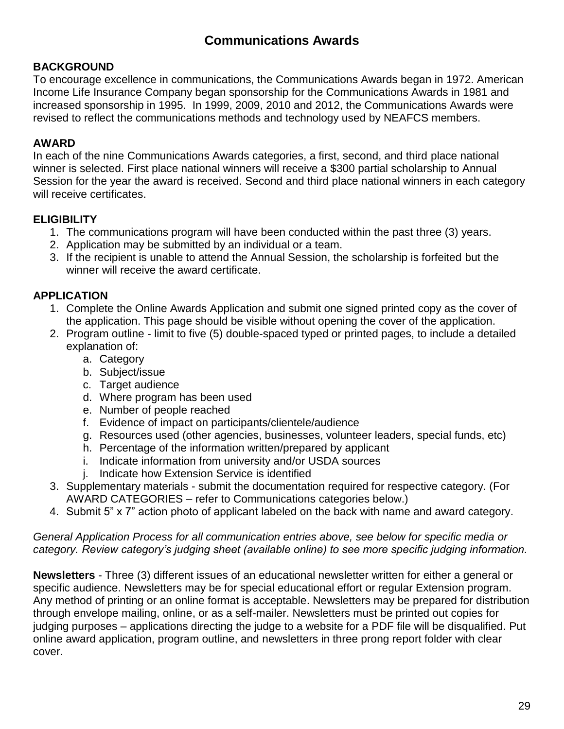# Communications Awards

**BACKGROUND**
To encourage excellence in communications, the Communications Awards began in 1972. American Income Life Insurance Company began sponsorship for the Communications Awards in 1981 and increased sponsorship in 1995. In 1999, 2009, 2010 and 2012, the Communications Awards were revised to reflect the communications methods and technology used by NEAFCS members.

**AWARD**
In each of the nine Communications Awards categories, a first, second, and third place national winner is selected. First place national winners will receive a $300 partial scholarship to Annual Session for the year the award is received. Second and third place national winners in each category will receive certificates.

**ELIGIBILITY**

1. The communications program will have been conducted within the past three (3) years.
2. Application may be submitted by an individual or a team.
3. If the recipient is unable to attend the Annual Session, the scholarship is forfeited but the winner will receive the award certificate.

**APPLICATION**

1. Complete the Online Awards Application and submit one signed printed copy as the cover of the application. This page should be visible without opening the cover of the application.
2. Program outline - limit to five (5) double-spaced typed or printed pages, to include a detailed explanation of:
   a. Category
   b. Subject/issue
   c. Target audience
   d. Where program has been used
   e. Number of people reached
   f. Evidence of impact on participants/clientele/audience
   g. Resources used (other agencies, businesses, volunteer leaders, special funds, etc)
   h. Percentage of the information written/prepared by applicant
   i. Indicate information from university and/or USDA sources
   j. Indicate how Extension Service is identified
3. Supplementary materials - submit the documentation required for respective category. (For AWARD CATEGORIES – refer to Communications categories below.)
4. Submit 5" x 7" action photo of applicant labeled on the back with name and award category.

*General Application Process for all communication entries above, see below for specific media or category. Review category's judging sheet (available online) to see more specific judging information.*

**Newsletters** - Three (3) different issues of an educational newsletter written for either a general or specific audience. Newsletters may be for special educational effort or regular Extension program. Any method of printing or an online format is acceptable. Newsletters may be prepared for distribution through envelope mailing, online, or as a self-mailer. Newsletters must be printed out copies for judging purposes – applications directing the judge to a website for a PDF file will be disqualified. Put online award application, program outline, and newsletters in three prong report folder with clear cover.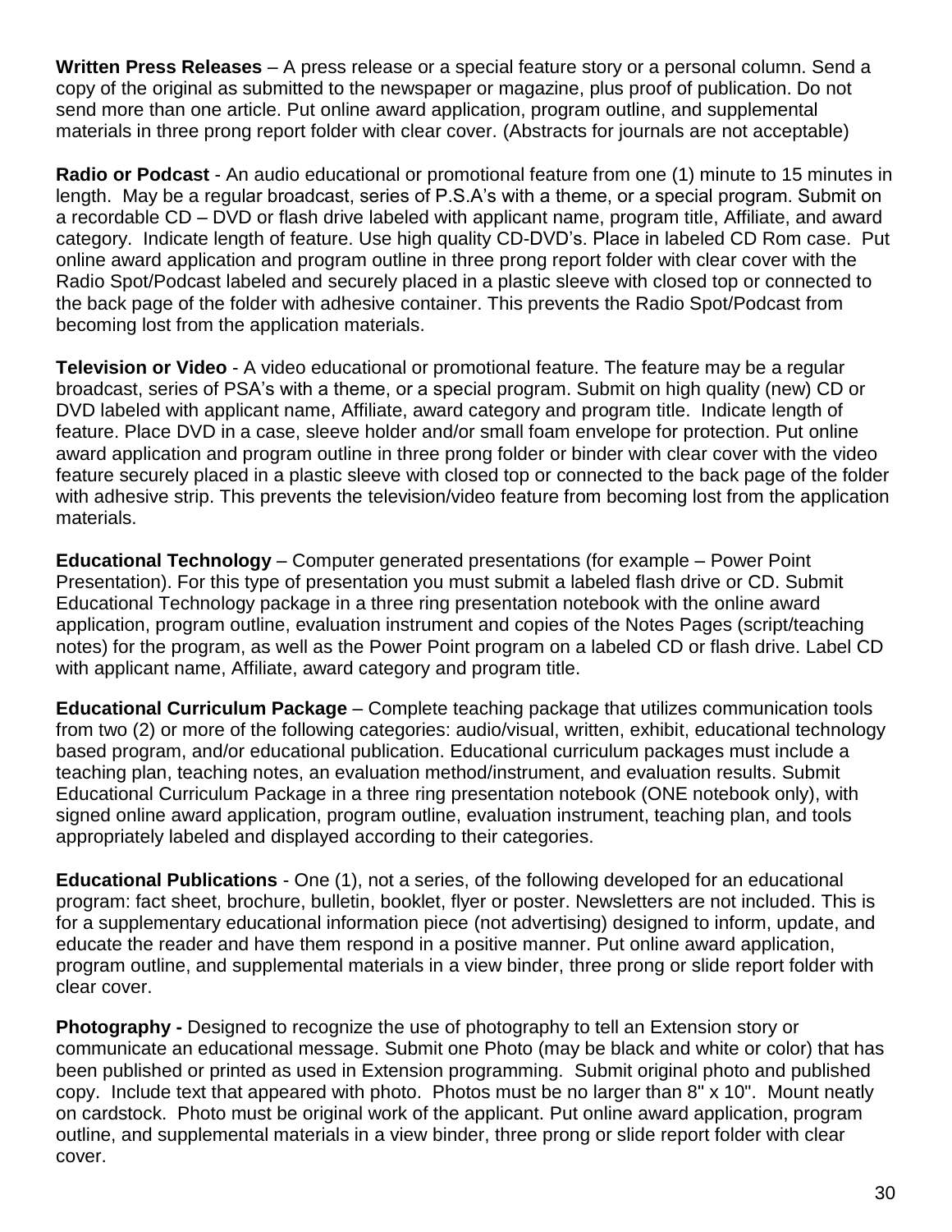**Written Press Releases** – A press release or a special feature story or a personal column. Send a copy of the original as submitted to the newspaper or magazine, plus proof of publication. Do not send more than one article. Put online award application, program outline, and supplemental materials in three prong report folder with clear cover. (Abstracts for journals are not acceptable)

**Radio or Podcast** - An audio educational or promotional feature from one (1) minute to 15 minutes in length. May be a regular broadcast, series of P.S.A's with a theme, or a special program. Submit on a recordable CD – DVD or flash drive labeled with applicant name, program title, Affiliate, and award category. Indicate length of feature. Use high quality CD-DVD's. Place in labeled CD Rom case. Put online award application and program outline in three prong report folder with clear cover with the Radio Spot/Podcast labeled and securely placed in a plastic sleeve with closed top or connected to the back page of the folder with adhesive container. This prevents the Radio Spot/Podcast from becoming lost from the application materials.

**Television or Video** - A video educational or promotional feature. The feature may be a regular broadcast, series of PSA's with a theme, or a special program. Submit on high quality (new) CD or DVD labeled with applicant name, Affiliate, award category and program title. Indicate length of feature. Place DVD in a case, sleeve holder and/or small foam envelope for protection. Put online award application and program outline in three prong folder or binder with clear cover with the video feature securely placed in a plastic sleeve with closed top or connected to the back page of the folder with adhesive strip. This prevents the television/video feature from becoming lost from the application materials.

**Educational Technology** – Computer generated presentations (for example – Power Point Presentation). For this type of presentation you must submit a labeled flash drive or CD. Submit Educational Technology package in a three ring presentation notebook with the online award application, program outline, evaluation instrument and copies of the Notes Pages (script/teaching notes) for the program, as well as the Power Point program on a labeled CD or flash drive. Label CD with applicant name, Affiliate, award category and program title.

**Educational Curriculum Package** – Complete teaching package that utilizes communication tools from two (2) or more of the following categories: audio/visual, written, exhibit, educational technology based program, and/or educational publication. Educational curriculum packages must include a teaching plan, teaching notes, an evaluation method/instrument, and evaluation results. Submit Educational Curriculum Package in a three ring presentation notebook (ONE notebook only), with signed online award application, program outline, evaluation instrument, teaching plan, and tools appropriately labeled and displayed according to their categories.

**Educational Publications** - One (1), not a series, of the following developed for an educational program: fact sheet, brochure, bulletin, booklet, flyer or poster. Newsletters are not included. This is for a supplementary educational information piece (not advertising) designed to inform, update, and educate the reader and have them respond in a positive manner. Put online award application, program outline, and supplemental materials in a view binder, three prong or slide report folder with clear cover.

**Photography -** Designed to recognize the use of photography to tell an Extension story or communicate an educational message. Submit one Photo (may be black and white or color) that has been published or printed as used in Extension programming. Submit original photo and published copy. Include text that appeared with photo. Photos must be no larger than 8" x 10". Mount neatly on cardstock. Photo must be original work of the applicant. Put online award application, program outline, and supplemental materials in a view binder, three prong or slide report folder with clear cover.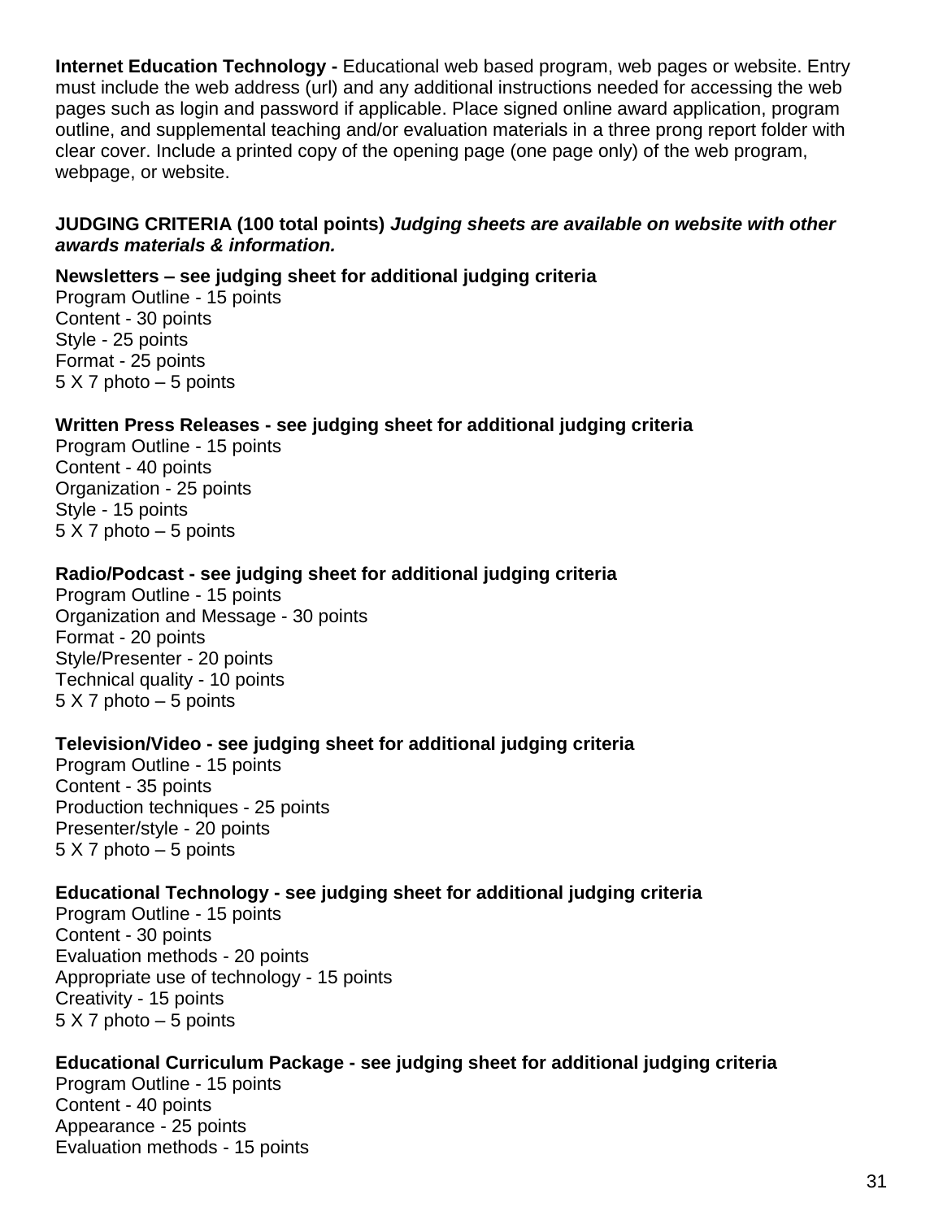**Internet Education Technology -** Educational web based program, web pages or website. Entry must include the web address (url) and any additional instructions needed for accessing the web pages such as login and password if applicable. Place signed online award application, program outline, and supplemental teaching and/or evaluation materials in a three prong report folder with clear cover. Include a printed copy of the opening page (one page only) of the web program, webpage, or website.

**JUDGING CRITERIA (100 total points)** ***Judging sheets are available on website with other awards materials & information.***

**Newsletters – see judging sheet for additional judging criteria**
Program Outline - 15 points
Content - 30 points
Style - 25 points
Format - 25 points
5 X 7 photo – 5 points

**Written Press Releases - see judging sheet for additional judging criteria**
Program Outline - 15 points
Content - 40 points
Organization - 25 points
Style - 15 points
5 X 7 photo – 5 points

**Radio/Podcast - see judging sheet for additional judging criteria**
Program Outline - 15 points
Organization and Message - 30 points
Format - 20 points
Style/Presenter - 20 points
Technical quality - 10 points
5 X 7 photo – 5 points

**Television/Video - see judging sheet for additional judging criteria**
Program Outline - 15 points
Content - 35 points
Production techniques - 25 points
Presenter/style - 20 points
5 X 7 photo – 5 points

**Educational Technology - see judging sheet for additional judging criteria**
Program Outline - 15 points
Content - 30 points
Evaluation methods - 20 points
Appropriate use of technology - 15 points
Creativity - 15 points
5 X 7 photo – 5 points

**Educational Curriculum Package - see judging sheet for additional judging criteria**
Program Outline - 15 points
Content - 40 points
Appearance - 25 points
Evaluation methods - 15 points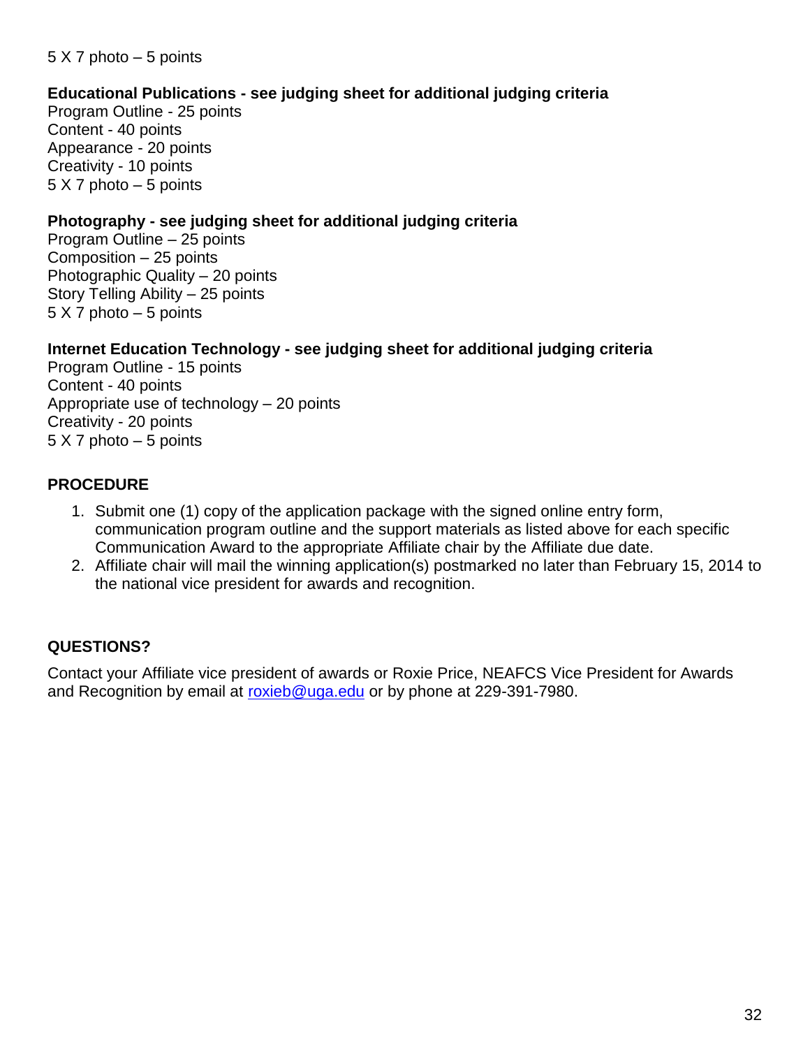5 X 7 photo – 5 points

**Educational Publications - see judging sheet for additional judging criteria**
Program Outline - 25 points
Content - 40 points
Appearance - 20 points
Creativity - 10 points
5 X 7 photo – 5 points

**Photography - see judging sheet for additional judging criteria**
Program Outline – 25 points
Composition – 25 points
Photographic Quality – 20 points
Story Telling Ability – 25 points
5 X 7 photo – 5 points

**Internet Education Technology - see judging sheet for additional judging criteria**
Program Outline - 15 points
Content - 40 points
Appropriate use of technology – 20 points
Creativity - 20 points
5 X 7 photo – 5 points

**PROCEDURE**

1. Submit one (1) copy of the application package with the signed online entry form, communication program outline and the support materials as listed above for each specific Communication Award to the appropriate Affiliate chair by the Affiliate due date.
2. Affiliate chair will mail the winning application(s) postmarked no later than February 15, 2014 to the national vice president for awards and recognition.

**QUESTIONS?**

Contact your Affiliate vice president of awards or Roxie Price, NEAFCS Vice President for Awards and Recognition by email at roxieb@uga.edu or by phone at 229-391-7980.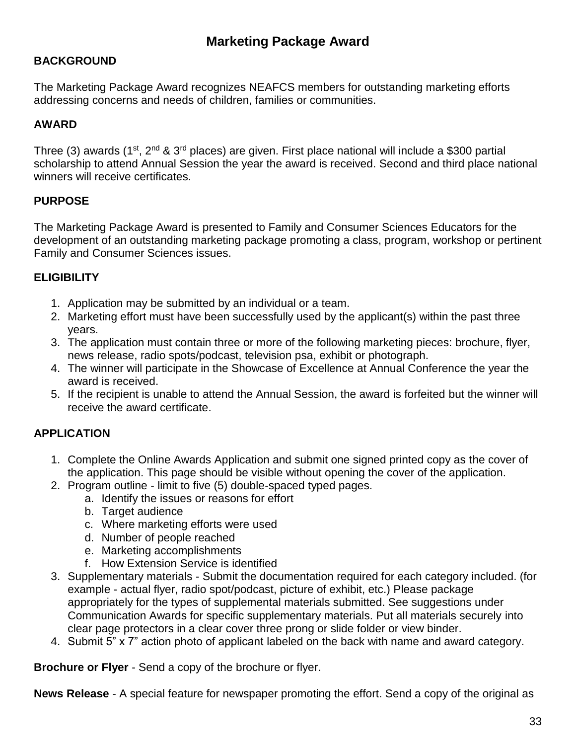# Marketing Package Award

**BACKGROUND**

The Marketing Package Award recognizes NEAFCS members for outstanding marketing efforts addressing concerns and needs of children, families or communities.

**AWARD**

Three (3) awards (1st, 2nd & 3rd places) are given. First place national will include a $300 partial scholarship to attend Annual Session the year the award is received. Second and third place national winners will receive certificates.

**PURPOSE**

The Marketing Package Award is presented to Family and Consumer Sciences Educators for the development of an outstanding marketing package promoting a class, program, workshop or pertinent Family and Consumer Sciences issues.

**ELIGIBILITY**

1. Application may be submitted by an individual or a team.
2. Marketing effort must have been successfully used by the applicant(s) within the past three years.
3. The application must contain three or more of the following marketing pieces: brochure, flyer, news release, radio spots/podcast, television psa, exhibit or photograph.
4. The winner will participate in the Showcase of Excellence at Annual Conference the year the award is received.
5. If the recipient is unable to attend the Annual Session, the award is forfeited but the winner will receive the award certificate.

**APPLICATION**

1. Complete the Online Awards Application and submit one signed printed copy as the cover of the application. This page should be visible without opening the cover of the application.
2. Program outline - limit to five (5) double-spaced typed pages.
   a. Identify the issues or reasons for effort
   b. Target audience
   c. Where marketing efforts were used
   d. Number of people reached
   e. Marketing accomplishments
   f. How Extension Service is identified
3. Supplementary materials - Submit the documentation required for each category included. (for example - actual flyer, radio spot/podcast, picture of exhibit, etc.) Please package appropriately for the types of supplemental materials submitted. See suggestions under Communication Awards for specific supplementary materials. Put all materials securely into clear page protectors in a clear cover three prong or slide folder or view binder.
4. Submit 5" x 7" action photo of applicant labeled on the back with name and award category.

**Brochure or Flyer** - Send a copy of the brochure or flyer.

**News Release** - A special feature for newspaper promoting the effort. Send a copy of the original as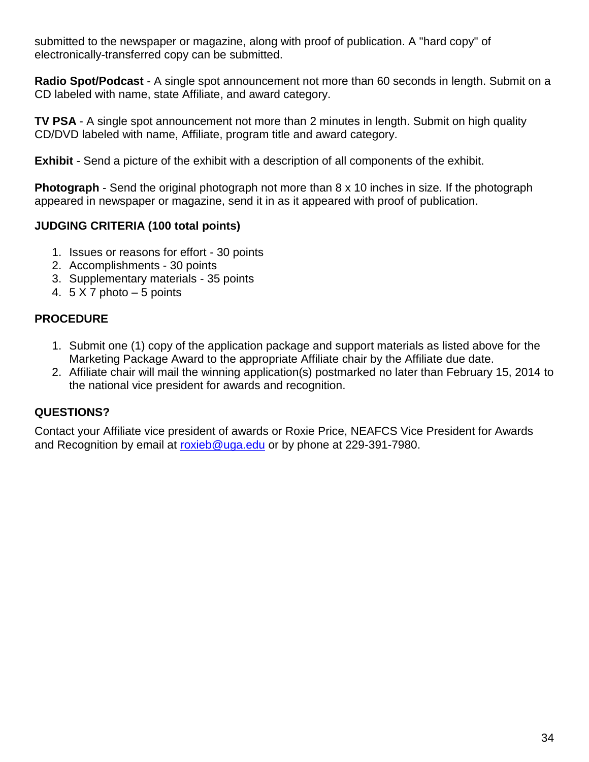submitted to the newspaper or magazine, along with proof of publication. A "hard copy" of electronically-transferred copy can be submitted.

**Radio Spot/Podcast** - A single spot announcement not more than 60 seconds in length. Submit on a CD labeled with name, state Affiliate, and award category.

**TV PSA** - A single spot announcement not more than 2 minutes in length. Submit on high quality CD/DVD labeled with name, Affiliate, program title and award category.

**Exhibit** - Send a picture of the exhibit with a description of all components of the exhibit.

**Photograph** - Send the original photograph not more than 8 x 10 inches in size. If the photograph appeared in newspaper or magazine, send it in as it appeared with proof of publication.

**JUDGING CRITERIA (100 total points)**

1. Issues or reasons for effort - 30 points
2. Accomplishments - 30 points
3. Supplementary materials - 35 points
4. 5 X 7 photo – 5 points

**PROCEDURE**

1. Submit one (1) copy of the application package and support materials as listed above for the Marketing Package Award to the appropriate Affiliate chair by the Affiliate due date.
2. Affiliate chair will mail the winning application(s) postmarked no later than February 15, 2014 to the national vice president for awards and recognition.

**QUESTIONS?**

Contact your Affiliate vice president of awards or Roxie Price, NEAFCS Vice President for Awards and Recognition by email at roxieb@uga.edu or by phone at 229-391-7980.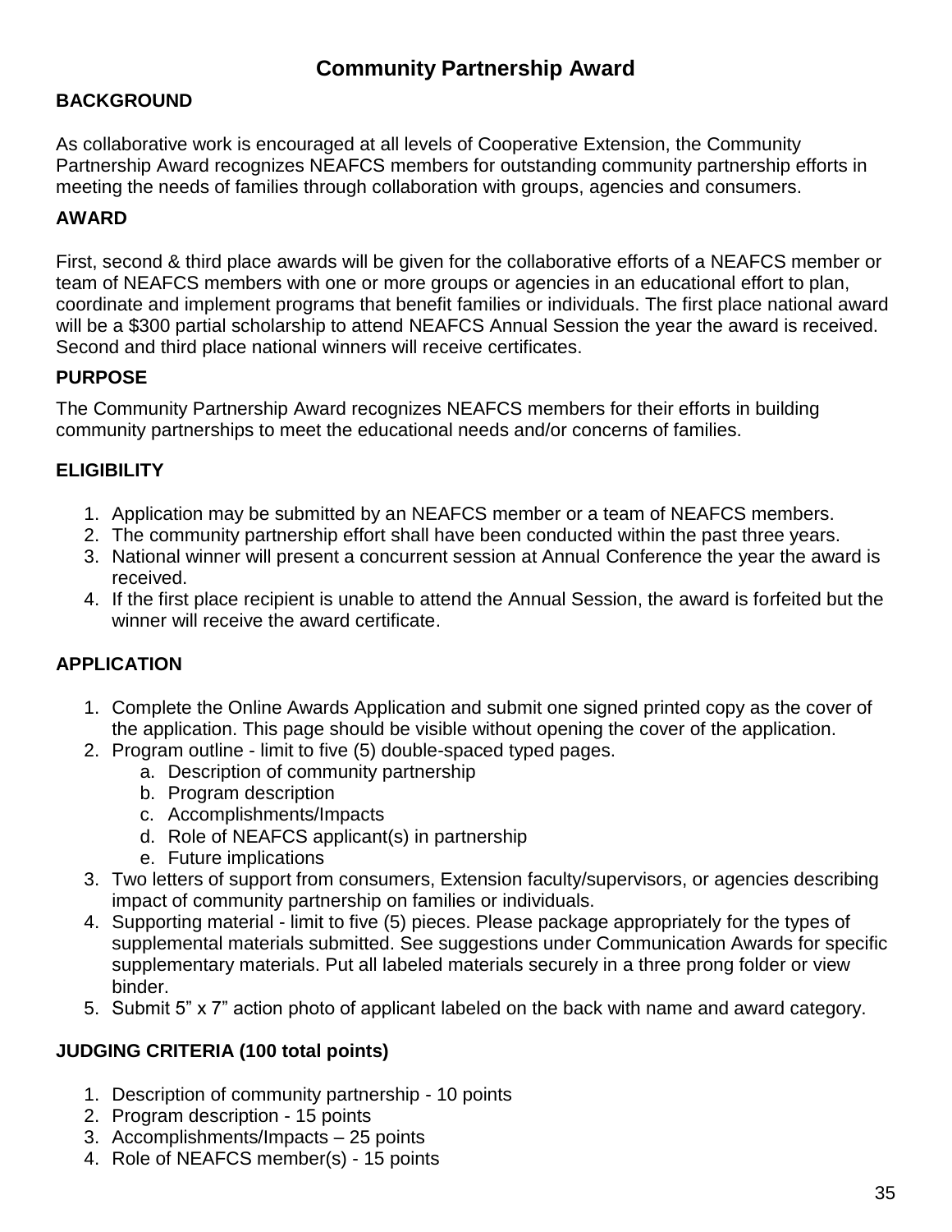# Community Partnership Award

## BACKGROUND

As collaborative work is encouraged at all levels of Cooperative Extension, the Community Partnership Award recognizes NEAFCS members for outstanding community partnership efforts in meeting the needs of families through collaboration with groups, agencies and consumers.

## AWARD

First, second & third place awards will be given for the collaborative efforts of a NEAFCS member or team of NEAFCS members with one or more groups or agencies in an educational effort to plan, coordinate and implement programs that benefit families or individuals. The first place national award will be a $300 partial scholarship to attend NEAFCS Annual Session the year the award is received. Second and third place national winners will receive certificates.

## PURPOSE

The Community Partnership Award recognizes NEAFCS members for their efforts in building community partnerships to meet the educational needs and/or concerns of families.

## ELIGIBILITY

1. Application may be submitted by an NEAFCS member or a team of NEAFCS members.
2. The community partnership effort shall have been conducted within the past three years.
3. National winner will present a concurrent session at Annual Conference the year the award is received.
4. If the first place recipient is unable to attend the Annual Session, the award is forfeited but the winner will receive the award certificate.

## APPLICATION

1. Complete the Online Awards Application and submit one signed printed copy as the cover of the application. This page should be visible without opening the cover of the application.
2. Program outline - limit to five (5) double-spaced typed pages.
   a. Description of community partnership
   b. Program description
   c. Accomplishments/Impacts
   d. Role of NEAFCS applicant(s) in partnership
   e. Future implications
3. Two letters of support from consumers, Extension faculty/supervisors, or agencies describing impact of community partnership on families or individuals.
4. Supporting material - limit to five (5) pieces. Please package appropriately for the types of supplemental materials submitted. See suggestions under Communication Awards for specific supplementary materials. Put all labeled materials securely in a three prong folder or view binder.
5. Submit 5" x 7" action photo of applicant labeled on the back with name and award category.

## JUDGING CRITERIA (100 total points)

1. Description of community partnership - 10 points
2. Program description - 15 points
3. Accomplishments/Impacts – 25 points
4. Role of NEAFCS member(s) - 15 points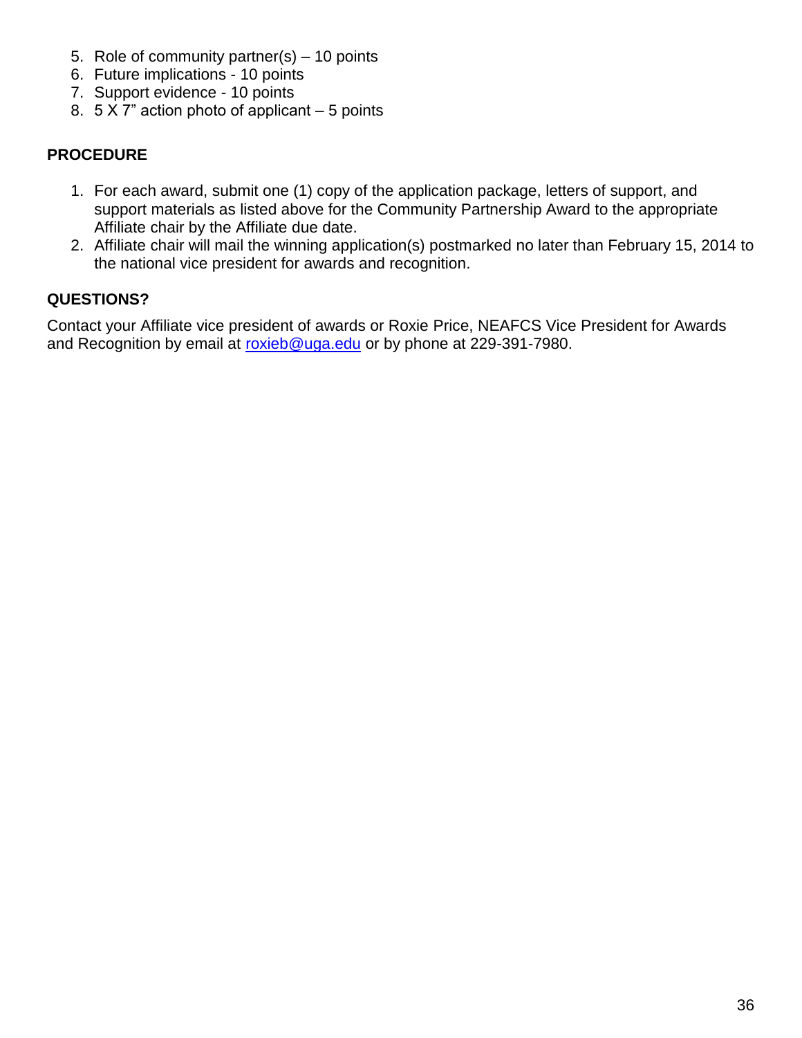5. Role of community partner(s) – 10 points
6. Future implications - 10 points
7. Support evidence - 10 points
8. 5 X 7" action photo of applicant – 5 points

**PROCEDURE**

1. For each award, submit one (1) copy of the application package, letters of support, and support materials as listed above for the Community Partnership Award to the appropriate Affiliate chair by the Affiliate due date.
2. Affiliate chair will mail the winning application(s) postmarked no later than February 15, 2014 to the national vice president for awards and recognition.

**QUESTIONS?**

Contact your Affiliate vice president of awards or Roxie Price, NEAFCS Vice President for Awards and Recognition by email at roxieb@uga.edu or by phone at 229-391-7980.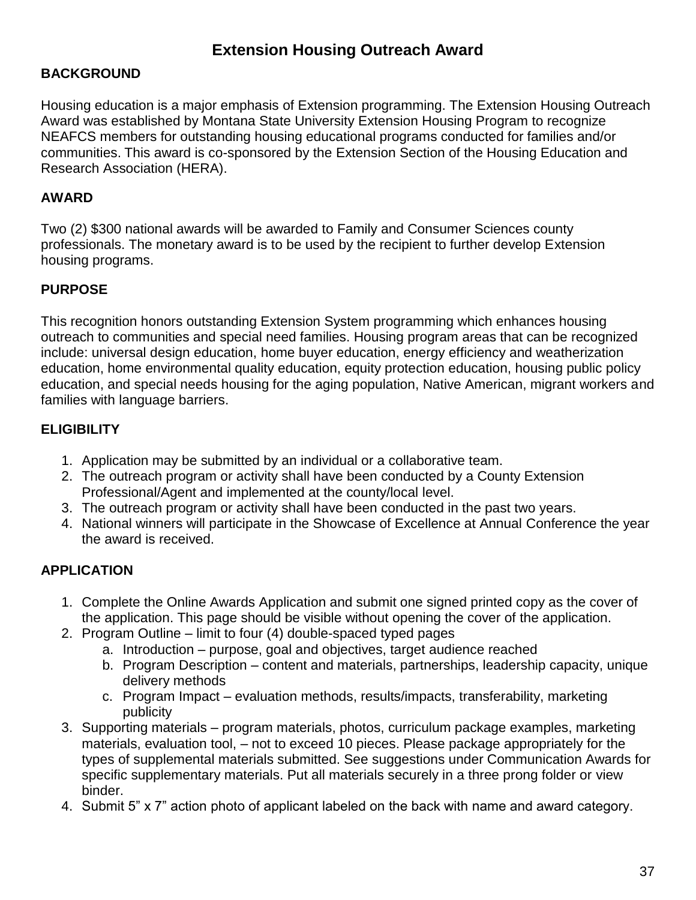# Extension Housing Outreach Award

## BACKGROUND

Housing education is a major emphasis of Extension programming. The Extension Housing Outreach Award was established by Montana State University Extension Housing Program to recognize NEAFCS members for outstanding housing educational programs conducted for families and/or communities. This award is co-sponsored by the Extension Section of the Housing Education and Research Association (HERA).

## AWARD

Two (2) $300 national awards will be awarded to Family and Consumer Sciences county professionals. The monetary award is to be used by the recipient to further develop Extension housing programs.

## PURPOSE

This recognition honors outstanding Extension System programming which enhances housing outreach to communities and special need families. Housing program areas that can be recognized include: universal design education, home buyer education, energy efficiency and weatherization education, home environmental quality education, equity protection education, housing public policy education, and special needs housing for the aging population, Native American, migrant workers and families with language barriers.

## ELIGIBILITY

1. Application may be submitted by an individual or a collaborative team.
2. The outreach program or activity shall have been conducted by a County Extension Professional/Agent and implemented at the county/local level.
3. The outreach program or activity shall have been conducted in the past two years.
4. National winners will participate in the Showcase of Excellence at Annual Conference the year the award is received.

## APPLICATION

1. Complete the Online Awards Application and submit one signed printed copy as the cover of the application. This page should be visible without opening the cover of the application.
2. Program Outline – limit to four (4) double-spaced typed pages
   a. Introduction – purpose, goal and objectives, target audience reached
   b. Program Description – content and materials, partnerships, leadership capacity, unique delivery methods
   c. Program Impact – evaluation methods, results/impacts, transferability, marketing publicity
3. Supporting materials – program materials, photos, curriculum package examples, marketing materials, evaluation tool, – not to exceed 10 pieces. Please package appropriately for the types of supplemental materials submitted. See suggestions under Communication Awards for specific supplementary materials. Put all materials securely in a three prong folder or view binder.
4. Submit 5” x 7” action photo of applicant labeled on the back with name and award category.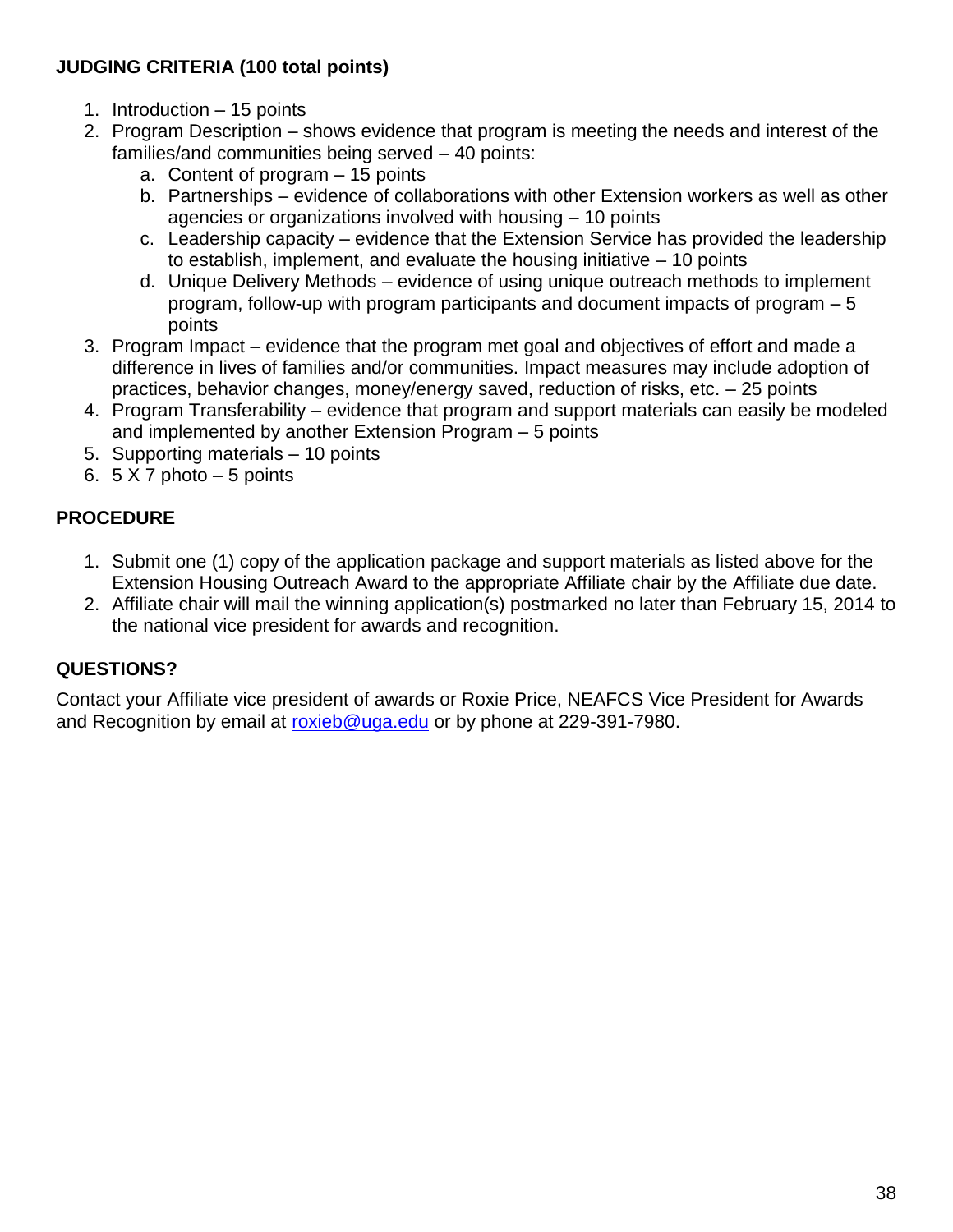**JUDGING CRITERIA (100 total points)**

1. Introduction – 15 points
2. Program Description – shows evidence that program is meeting the needs and interest of the families/and communities being served – 40 points:
   a. Content of program – 15 points
   b. Partnerships – evidence of collaborations with other Extension workers as well as other agencies or organizations involved with housing – 10 points
   c. Leadership capacity – evidence that the Extension Service has provided the leadership to establish, implement, and evaluate the housing initiative – 10 points
   d. Unique Delivery Methods – evidence of using unique outreach methods to implement program, follow-up with program participants and document impacts of program – 5 points
3. Program Impact – evidence that the program met goal and objectives of effort and made a difference in lives of families and/or communities. Impact measures may include adoption of practices, behavior changes, money/energy saved, reduction of risks, etc. – 25 points
4. Program Transferability – evidence that program and support materials can easily be modeled and implemented by another Extension Program – 5 points
5. Supporting materials – 10 points
6. 5 X 7 photo – 5 points

**PROCEDURE**

1. Submit one (1) copy of the application package and support materials as listed above for the Extension Housing Outreach Award to the appropriate Affiliate chair by the Affiliate due date.
2. Affiliate chair will mail the winning application(s) postmarked no later than February 15, 2014 to the national vice president for awards and recognition.

**QUESTIONS?**

Contact your Affiliate vice president of awards or Roxie Price, NEAFCS Vice President for Awards and Recognition by email at roxieb@uga.edu or by phone at 229-391-7980.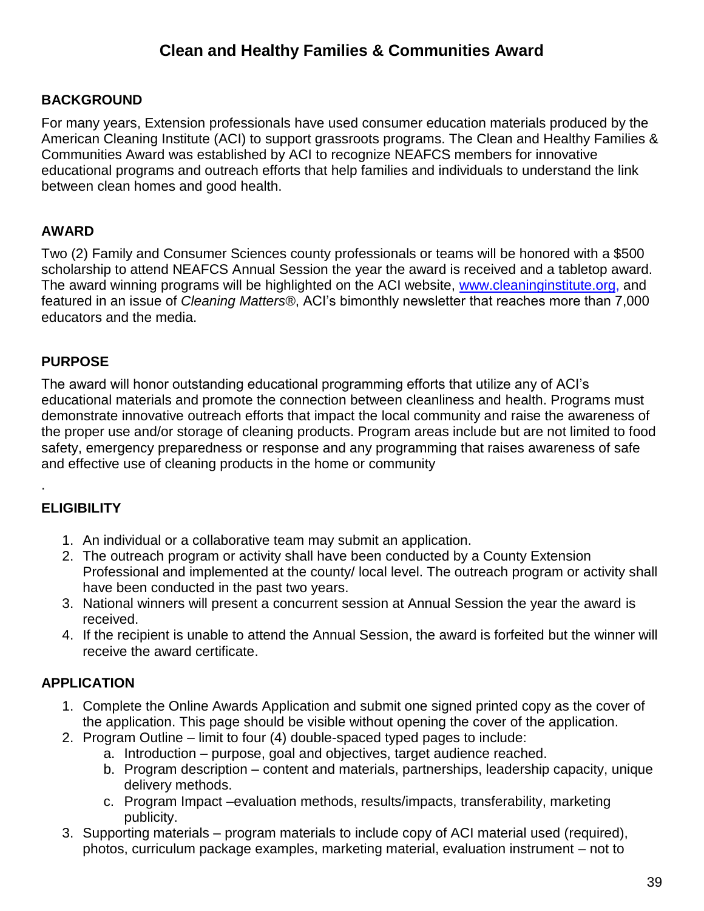# Clean and Healthy Families & Communities Award

## BACKGROUND

For many years, Extension professionals have used consumer education materials produced by the American Cleaning Institute (ACI) to support grassroots programs. The Clean and Healthy Families & Communities Award was established by ACI to recognize NEAFCS members for innovative educational programs and outreach efforts that help families and individuals to understand the link between clean homes and good health.

## AWARD

Two (2) Family and Consumer Sciences county professionals or teams will be honored with a $500 scholarship to attend NEAFCS Annual Session the year the award is received and a tabletop award. The award winning programs will be highlighted on the ACI website, www.cleaninginstitute.org, and featured in an issue of *Cleaning Matters*®, ACI's bimonthly newsletter that reaches more than 7,000 educators and the media.

## PURPOSE

The award will honor outstanding educational programming efforts that utilize any of ACI's educational materials and promote the connection between cleanliness and health. Programs must demonstrate innovative outreach efforts that impact the local community and raise the awareness of the proper use and/or storage of cleaning products. Program areas include but are not limited to food safety, emergency preparedness or response and any programming that raises awareness of safe and effective use of cleaning products in the home or community

.

## ELIGIBILITY

1. An individual or a collaborative team may submit an application.
2. The outreach program or activity shall have been conducted by a County Extension Professional and implemented at the county/ local level. The outreach program or activity shall have been conducted in the past two years.
3. National winners will present a concurrent session at Annual Session the year the award is received.
4. If the recipient is unable to attend the Annual Session, the award is forfeited but the winner will receive the award certificate.

## APPLICATION

1. Complete the Online Awards Application and submit one signed printed copy as the cover of the application. This page should be visible without opening the cover of the application.
2. Program Outline – limit to four (4) double-spaced typed pages to include:
   a. Introduction – purpose, goal and objectives, target audience reached.
   b. Program description – content and materials, partnerships, leadership capacity, unique delivery methods.
   c. Program Impact –evaluation methods, results/impacts, transferability, marketing publicity.
3. Supporting materials – program materials to include copy of ACI material used (required), photos, curriculum package examples, marketing material, evaluation instrument – not to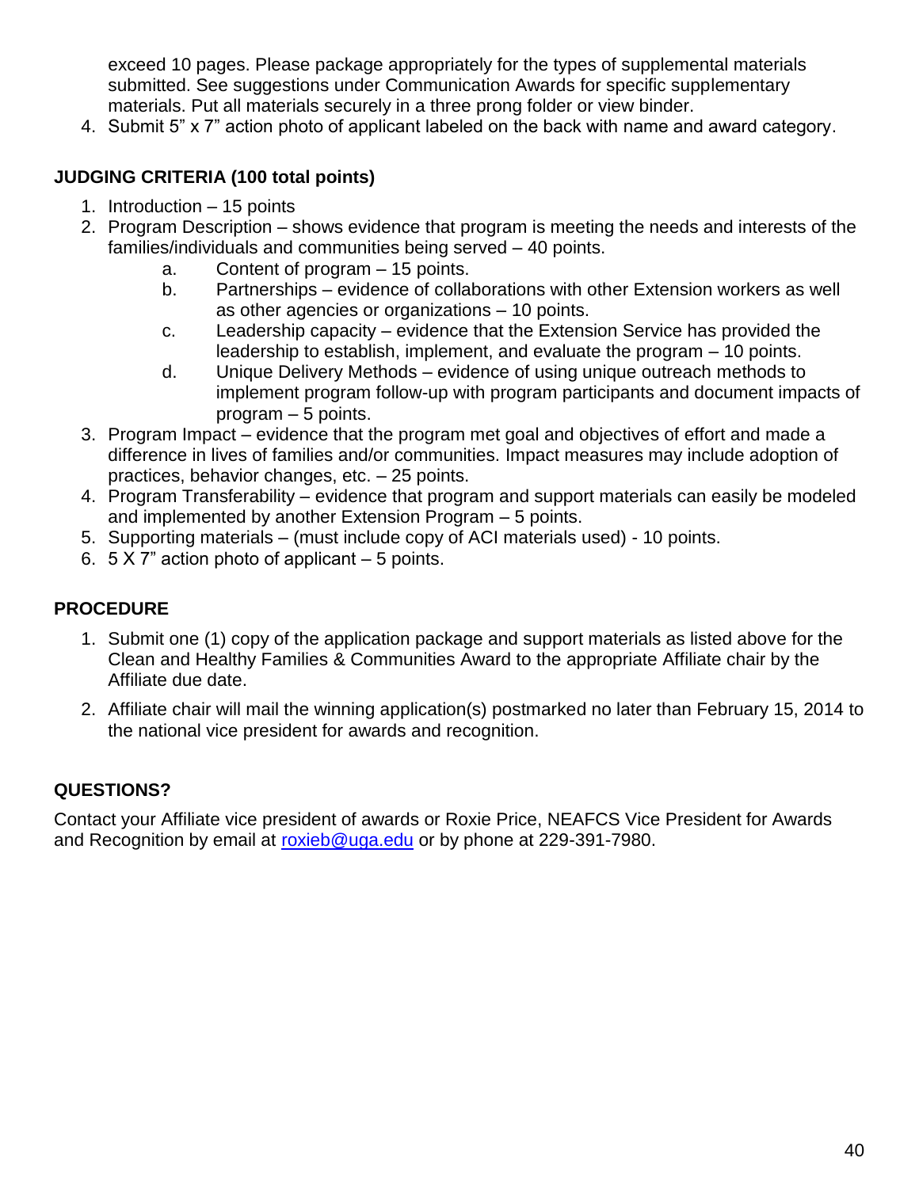exceed 10 pages. Please package appropriately for the types of supplemental materials submitted. See suggestions under Communication Awards for specific supplementary materials. Put all materials securely in a three prong folder or view binder.

4. Submit 5" x 7" action photo of applicant labeled on the back with name and award category.

**JUDGING CRITERIA (100 total points)**

1. Introduction – 15 points
2. Program Description – shows evidence that program is meeting the needs and interests of the families/individuals and communities being served – 40 points.
   a. Content of program – 15 points.
   b. Partnerships – evidence of collaborations with other Extension workers as well as other agencies or organizations – 10 points.
   c. Leadership capacity – evidence that the Extension Service has provided the leadership to establish, implement, and evaluate the program – 10 points.
   d. Unique Delivery Methods – evidence of using unique outreach methods to implement program follow-up with program participants and document impacts of program – 5 points.
3. Program Impact – evidence that the program met goal and objectives of effort and made a difference in lives of families and/or communities. Impact measures may include adoption of practices, behavior changes, etc. – 25 points.
4. Program Transferability – evidence that program and support materials can easily be modeled and implemented by another Extension Program – 5 points.
5. Supporting materials – (must include copy of ACI materials used) - 10 points.
6. 5 X 7" action photo of applicant – 5 points.

**PROCEDURE**

1. Submit one (1) copy of the application package and support materials as listed above for the Clean and Healthy Families & Communities Award to the appropriate Affiliate chair by the Affiliate due date.
2. Affiliate chair will mail the winning application(s) postmarked no later than February 15, 2014 to the national vice president for awards and recognition.

**QUESTIONS?**

Contact your Affiliate vice president of awards or Roxie Price, NEAFCS Vice President for Awards and Recognition by email at roxieb@uga.edu or by phone at 229-391-7980.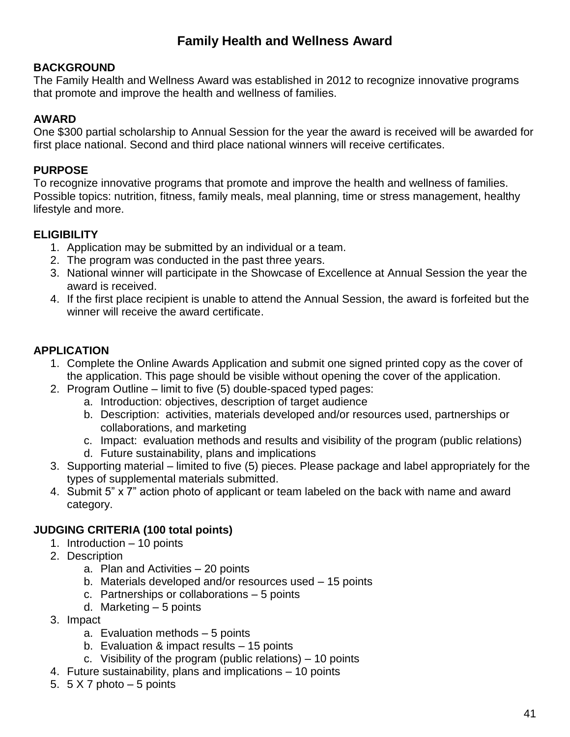# Family Health and Wellness Award

**BACKGROUND**
The Family Health and Wellness Award was established in 2012 to recognize innovative programs that promote and improve the health and wellness of families.

**AWARD**
One $300 partial scholarship to Annual Session for the year the award is received will be awarded for first place national. Second and third place national winners will receive certificates.

**PURPOSE**
To recognize innovative programs that promote and improve the health and wellness of families. Possible topics: nutrition, fitness, family meals, meal planning, time or stress management, healthy lifestyle and more.

**ELIGIBILITY**

1. Application may be submitted by an individual or a team.
2. The program was conducted in the past three years.
3. National winner will participate in the Showcase of Excellence at Annual Session the year the award is received.
4. If the first place recipient is unable to attend the Annual Session, the award is forfeited but the winner will receive the award certificate.

**APPLICATION**

1. Complete the Online Awards Application and submit one signed printed copy as the cover of the application. This page should be visible without opening the cover of the application.
2. Program Outline – limit to five (5) double-spaced typed pages:
   a. Introduction: objectives, description of target audience
   b. Description: activities, materials developed and/or resources used, partnerships or collaborations, and marketing
   c. Impact: evaluation methods and results and visibility of the program (public relations)
   d. Future sustainability, plans and implications
3. Supporting material – limited to five (5) pieces. Please package and label appropriately for the types of supplemental materials submitted.
4. Submit 5" x 7" action photo of applicant or team labeled on the back with name and award category.

**JUDGING CRITERIA (100 total points)**

1. Introduction – 10 points
2. Description
   a. Plan and Activities – 20 points
   b. Materials developed and/or resources used – 15 points
   c. Partnerships or collaborations – 5 points
   d. Marketing – 5 points
3. Impact
   a. Evaluation methods – 5 points
   b. Evaluation & impact results – 15 points
   c. Visibility of the program (public relations) – 10 points
4. Future sustainability, plans and implications – 10 points
5. 5 X 7 photo – 5 points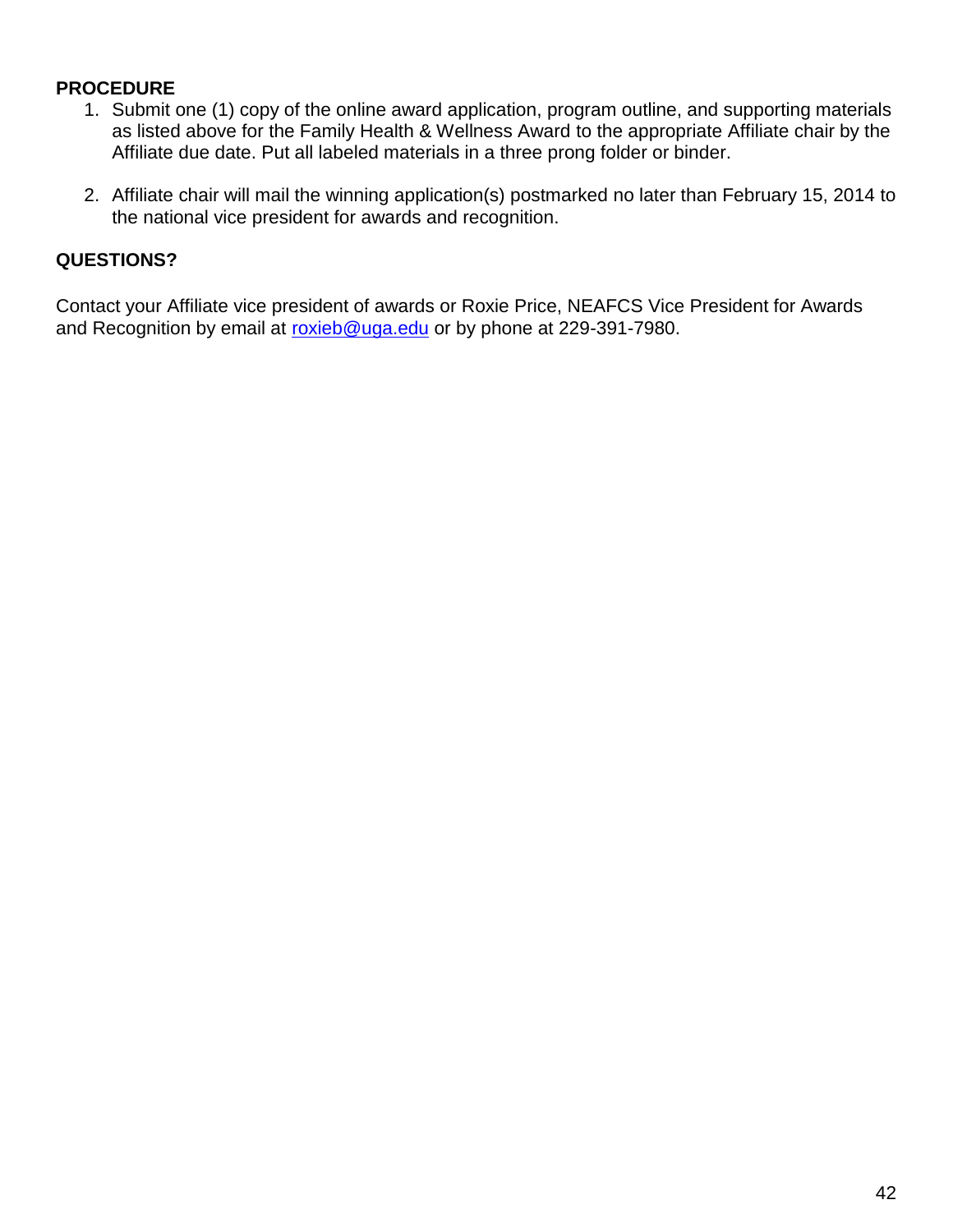**PROCEDURE**

1. Submit one (1) copy of the online award application, program outline, and supporting materials as listed above for the Family Health & Wellness Award to the appropriate Affiliate chair by the Affiliate due date. Put all labeled materials in a three prong folder or binder.

2. Affiliate chair will mail the winning application(s) postmarked no later than February 15, 2014 to the national vice president for awards and recognition.

**QUESTIONS?**

Contact your Affiliate vice president of awards or Roxie Price, NEAFCS Vice President for Awards and Recognition by email at roxieb@uga.edu or by phone at 229-391-7980.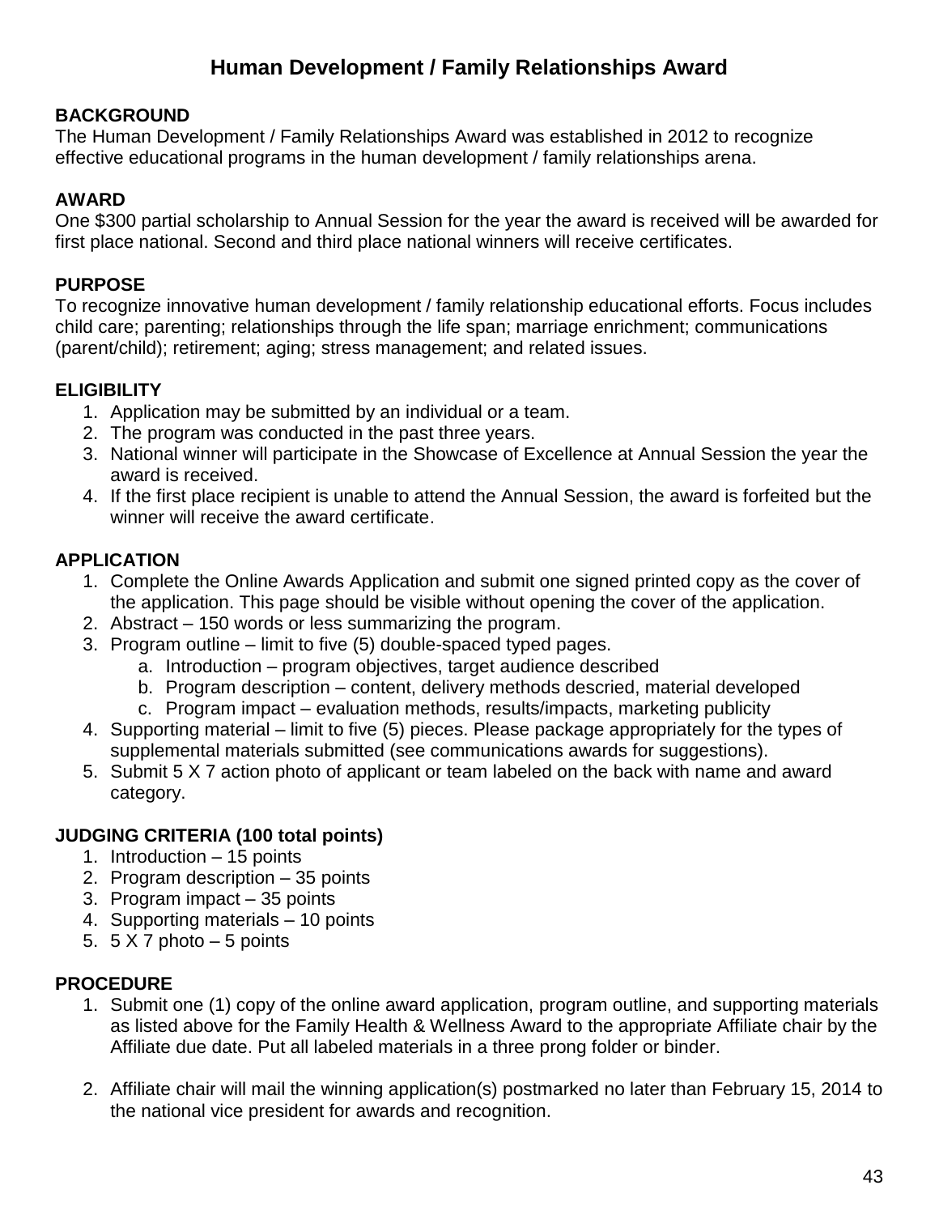# Human Development / Family Relationships Award

**BACKGROUND**
The Human Development / Family Relationships Award was established in 2012 to recognize effective educational programs in the human development / family relationships arena.

**AWARD**
One $300 partial scholarship to Annual Session for the year the award is received will be awarded for first place national. Second and third place national winners will receive certificates.

**PURPOSE**
To recognize innovative human development / family relationship educational efforts. Focus includes child care; parenting; relationships through the life span; marriage enrichment; communications (parent/child); retirement; aging; stress management; and related issues.

**ELIGIBILITY**

1. Application may be submitted by an individual or a team.
2. The program was conducted in the past three years.
3. National winner will participate in the Showcase of Excellence at Annual Session the year the award is received.
4. If the first place recipient is unable to attend the Annual Session, the award is forfeited but the winner will receive the award certificate.

**APPLICATION**

1. Complete the Online Awards Application and submit one signed printed copy as the cover of the application. This page should be visible without opening the cover of the application.
2. Abstract – 150 words or less summarizing the program.
3. Program outline – limit to five (5) double-spaced typed pages.
   a. Introduction – program objectives, target audience described
   b. Program description – content, delivery methods descried, material developed
   c. Program impact – evaluation methods, results/impacts, marketing publicity
4. Supporting material – limit to five (5) pieces. Please package appropriately for the types of supplemental materials submitted (see communications awards for suggestions).
5. Submit 5 X 7 action photo of applicant or team labeled on the back with name and award category.

**JUDGING CRITERIA (100 total points)**

1. Introduction – 15 points
2. Program description – 35 points
3. Program impact – 35 points
4. Supporting materials – 10 points
5. 5 X 7 photo – 5 points

**PROCEDURE**

1. Submit one (1) copy of the online award application, program outline, and supporting materials as listed above for the Family Health & Wellness Award to the appropriate Affiliate chair by the Affiliate due date. Put all labeled materials in a three prong folder or binder.

2. Affiliate chair will mail the winning application(s) postmarked no later than February 15, 2014 to the national vice president for awards and recognition.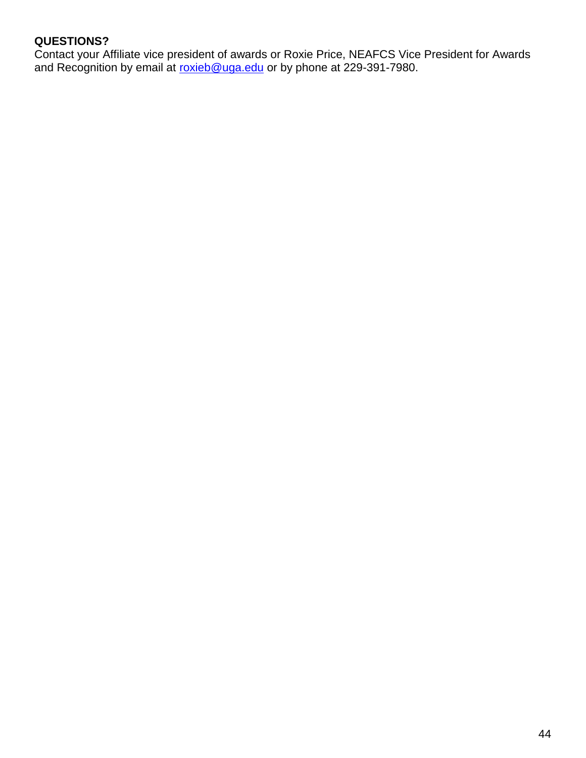**QUESTIONS?**

Contact your Affiliate vice president of awards or Roxie Price, NEAFCS Vice President for Awards and Recognition by email at [roxieb@uga.edu](mailto:roxieb@uga.edu) or by phone at 229-391-7980.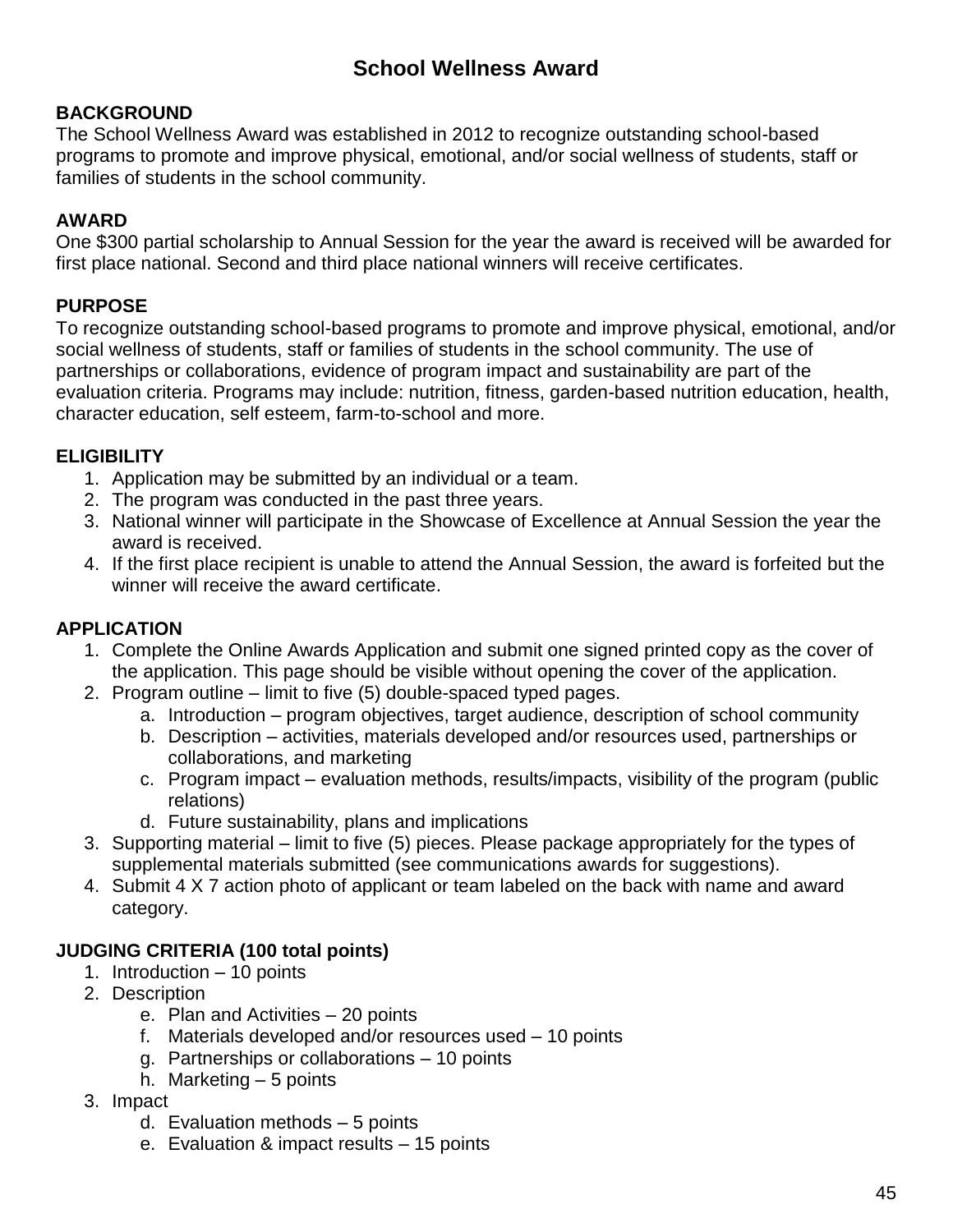# School Wellness Award

**BACKGROUND**

The School Wellness Award was established in 2012 to recognize outstanding school-based programs to promote and improve physical, emotional, and/or social wellness of students, staff or families of students in the school community.

**AWARD**

One $300 partial scholarship to Annual Session for the year the award is received will be awarded for first place national. Second and third place national winners will receive certificates.

**PURPOSE**

To recognize outstanding school-based programs to promote and improve physical, emotional, and/or social wellness of students, staff or families of students in the school community. The use of partnerships or collaborations, evidence of program impact and sustainability are part of the evaluation criteria. Programs may include: nutrition, fitness, garden-based nutrition education, health, character education, self esteem, farm-to-school and more.

**ELIGIBILITY**

1. Application may be submitted by an individual or a team.
2. The program was conducted in the past three years.
3. National winner will participate in the Showcase of Excellence at Annual Session the year the award is received.
4. If the first place recipient is unable to attend the Annual Session, the award is forfeited but the winner will receive the award certificate.

**APPLICATION**

1. Complete the Online Awards Application and submit one signed printed copy as the cover of the application. This page should be visible without opening the cover of the application.
2. Program outline – limit to five (5) double-spaced typed pages.
   a. Introduction – program objectives, target audience, description of school community
   b. Description – activities, materials developed and/or resources used, partnerships or collaborations, and marketing
   c. Program impact – evaluation methods, results/impacts, visibility of the program (public relations)
   d. Future sustainability, plans and implications
3. Supporting material – limit to five (5) pieces. Please package appropriately for the types of supplemental materials submitted (see communications awards for suggestions).
4. Submit 4 X 7 action photo of applicant or team labeled on the back with name and award category.

**JUDGING CRITERIA (100 total points)**

1. Introduction – 10 points
2. Description
   e. Plan and Activities – 20 points
   f. Materials developed and/or resources used – 10 points
   g. Partnerships or collaborations – 10 points
   h. Marketing – 5 points
3. Impact
   d. Evaluation methods – 5 points
   e. Evaluation & impact results – 15 points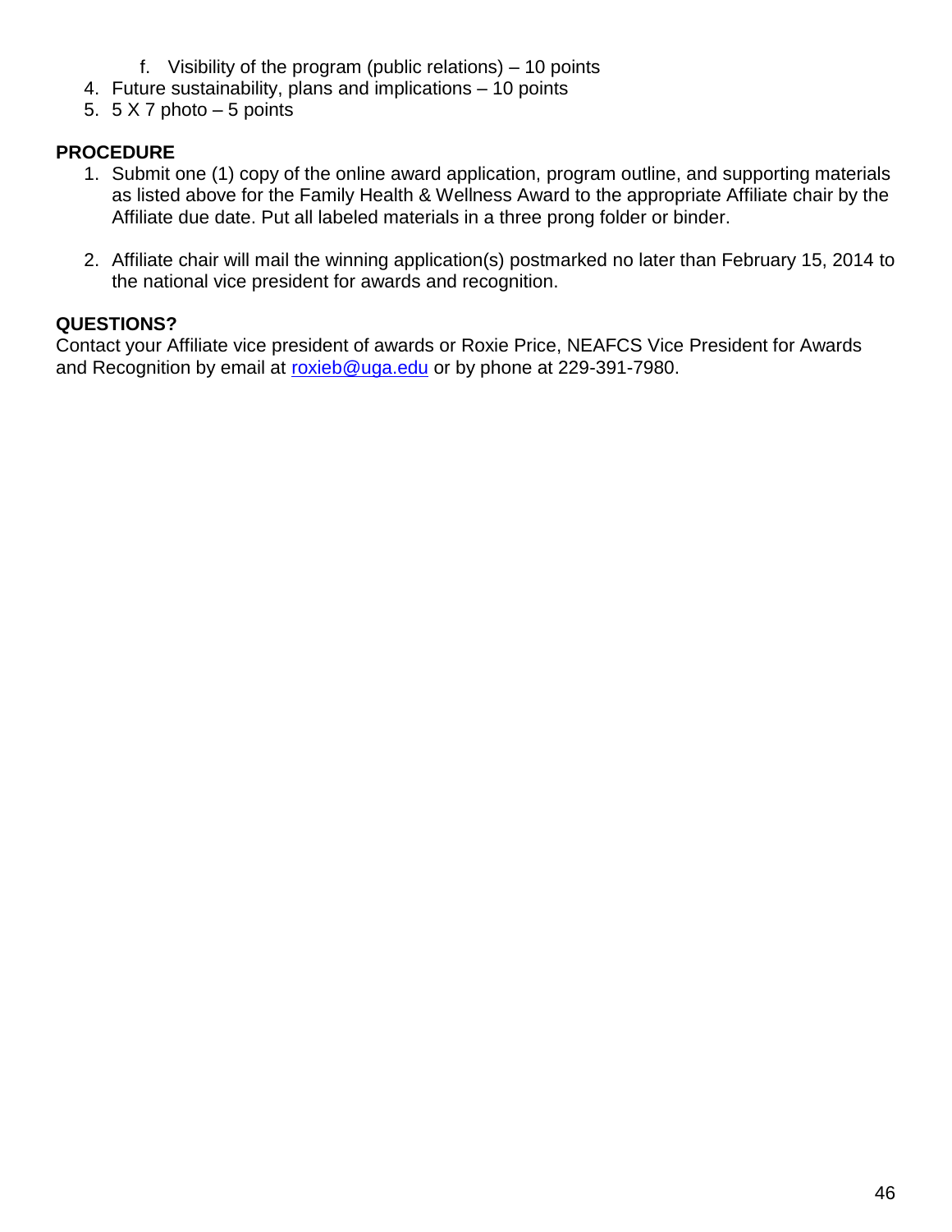f. Visibility of the program (public relations) – 10 points

4. Future sustainability, plans and implications – 10 points
5. 5 X 7 photo – 5 points

**PROCEDURE**

1. Submit one (1) copy of the online award application, program outline, and supporting materials as listed above for the Family Health & Wellness Award to the appropriate Affiliate chair by the Affiliate due date. Put all labeled materials in a three prong folder or binder.

2. Affiliate chair will mail the winning application(s) postmarked no later than February 15, 2014 to the national vice president for awards and recognition.

**QUESTIONS?**

Contact your Affiliate vice president of awards or Roxie Price, NEAFCS Vice President for Awards and Recognition by email at roxieb@uga.edu or by phone at 229-391-7980.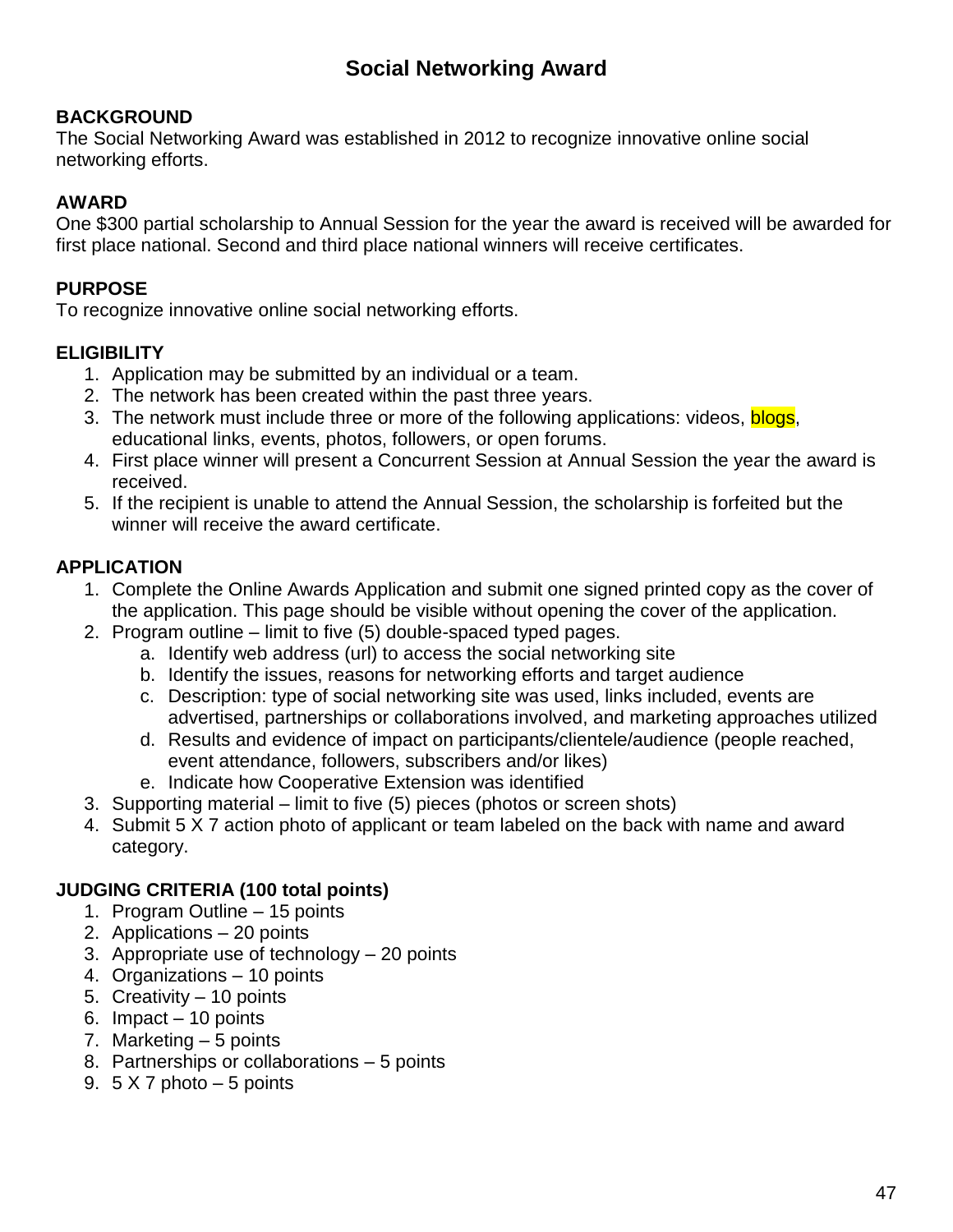# Social Networking Award

**BACKGROUND**
The Social Networking Award was established in 2012 to recognize innovative online social networking efforts.

**AWARD**
One $300 partial scholarship to Annual Session for the year the award is received will be awarded for first place national. Second and third place national winners will receive certificates.

**PURPOSE**
To recognize innovative online social networking efforts.

**ELIGIBILITY**

1. Application may be submitted by an individual or a team.
2. The network has been created within the past three years.
3. The network must include three or more of the following applications: videos, blogs, educational links, events, photos, followers, or open forums.
4. First place winner will present a Concurrent Session at Annual Session the year the award is received.
5. If the recipient is unable to attend the Annual Session, the scholarship is forfeited but the winner will receive the award certificate.

**APPLICATION**

1. Complete the Online Awards Application and submit one signed printed copy as the cover of the application. This page should be visible without opening the cover of the application.
2. Program outline – limit to five (5) double-spaced typed pages.
   a. Identify web address (url) to access the social networking site
   b. Identify the issues, reasons for networking efforts and target audience
   c. Description: type of social networking site was used, links included, events are advertised, partnerships or collaborations involved, and marketing approaches utilized
   d. Results and evidence of impact on participants/clientele/audience (people reached, event attendance, followers, subscribers and/or likes)
   e. Indicate how Cooperative Extension was identified
3. Supporting material – limit to five (5) pieces (photos or screen shots)
4. Submit 5 X 7 action photo of applicant or team labeled on the back with name and award category.

**JUDGING CRITERIA (100 total points)**

1. Program Outline – 15 points
2. Applications – 20 points
3. Appropriate use of technology – 20 points
4. Organizations – 10 points
5. Creativity – 10 points
6. Impact – 10 points
7. Marketing – 5 points
8. Partnerships or collaborations – 5 points
9. 5 X 7 photo – 5 points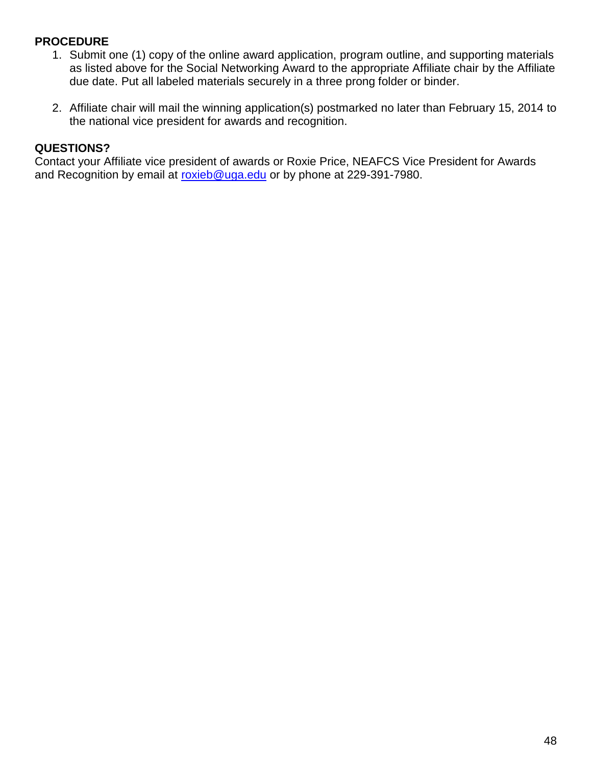**PROCEDURE**

1. Submit one (1) copy of the online award application, program outline, and supporting materials as listed above for the Social Networking Award to the appropriate Affiliate chair by the Affiliate due date. Put all labeled materials securely in a three prong folder or binder.

2. Affiliate chair will mail the winning application(s) postmarked no later than February 15, 2014 to the national vice president for awards and recognition.

**QUESTIONS?**

Contact your Affiliate vice president of awards or Roxie Price, NEAFCS Vice President for Awards and Recognition by email at roxieb@uga.edu or by phone at 229-391-7980.